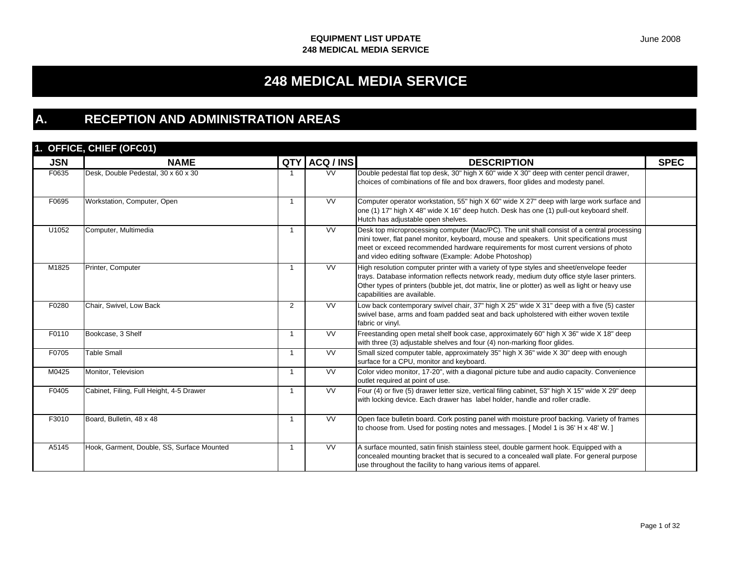# EQUIPMENT LIST UPDATE
# 248 MEDICAL MEDIA SERVICE

June 2008

# 248 MEDICAL MEDIA SERVICE

## A. RECEPTION AND ADMINISTRATION AREAS

### 1. OFFICE, CHIEF (OFC01)

| JSN | NAME | QTY | ACQ / INS | DESCRIPTION | SPEC |
|---|---|---|---|---|---|
| F0635 | Desk, Double Pedestal, 30 x 60 x 30 | 1 | VV | Double pedestal flat top desk, 30" high X 60" wide X 30" deep with center pencil drawer, choices of combinations of file and box drawers, floor glides and modesty panel. | |
| F0695 | Workstation, Computer, Open | 1 | VV | Computer operator workstation, 55" high X 60" wide X 27" deep with large work surface and one (1) 17" high X 48" wide X 16" deep hutch. Desk has one (1) pull-out keyboard shelf. Hutch has adjustable open shelves. | |
| U1052 | Computer, Multimedia | 1 | VV | Desk top microprocessing computer (Mac/PC). The unit shall consist of a central processing mini tower, flat panel monitor, keyboard, mouse and speakers. Unit specifications must meet or exceed recommended hardware requirements for most current versions of photo and video editing software (Example: Adobe Photoshop) | |
| M1825 | Printer, Computer | 1 | VV | High resolution computer printer with a variety of type styles and sheet/envelope feeder trays. Database information reflects network ready, medium duty office style laser printers. Other types of printers (bubble jet, dot matrix, line or plotter) as well as light or heavy use capabilities are available. | |
| F0280 | Chair, Swivel, Low Back | 2 | VV | Low back contemporary swivel chair, 37" high X 25" wide X 31" deep with a five (5) caster swivel base, arms and foam padded seat and back upholstered with either woven textile fabric or vinyl. | |
| F0110 | Bookcase, 3 Shelf | 1 | VV | Freestanding open metal shelf book case, approximately 60" high X 36" wide X 18" deep with three (3) adjustable shelves and four (4) non-marking floor glides. | |
| F0705 | Table Small | 1 | VV | Small sized computer table, approximately 35" high X 36" wide X 30" deep with enough surface for a CPU, monitor and keyboard. | |
| M0425 | Monitor, Television | 1 | VV | Color video monitor, 17-20", with a diagonal picture tube and audio capacity. Convenience outlet required at point of use. | |
| F0405 | Cabinet, Filing, Full Height, 4-5 Drawer | 1 | VV | Four (4) or five (5) drawer letter size, vertical filing cabinet, 53" high X 15" wide X 29" deep with locking device. Each drawer has label holder, handle and roller cradle. | |
| F3010 | Board, Bulletin, 48 x 48 | 1 | VV | Open face bulletin board. Cork posting panel with moisture proof backing. Variety of frames to choose from. Used for posting notes and messages. [ Model 1 is 36' H x 48' W. ] | |
| A5145 | Hook, Garment, Double, SS, Surface Mounted | 1 | VV | A surface mounted, satin finish stainless steel, double garment hook. Equipped with a concealed mounting bracket that is secured to a concealed wall plate. For general purpose use throughout the facility to hang various items of apparel. | |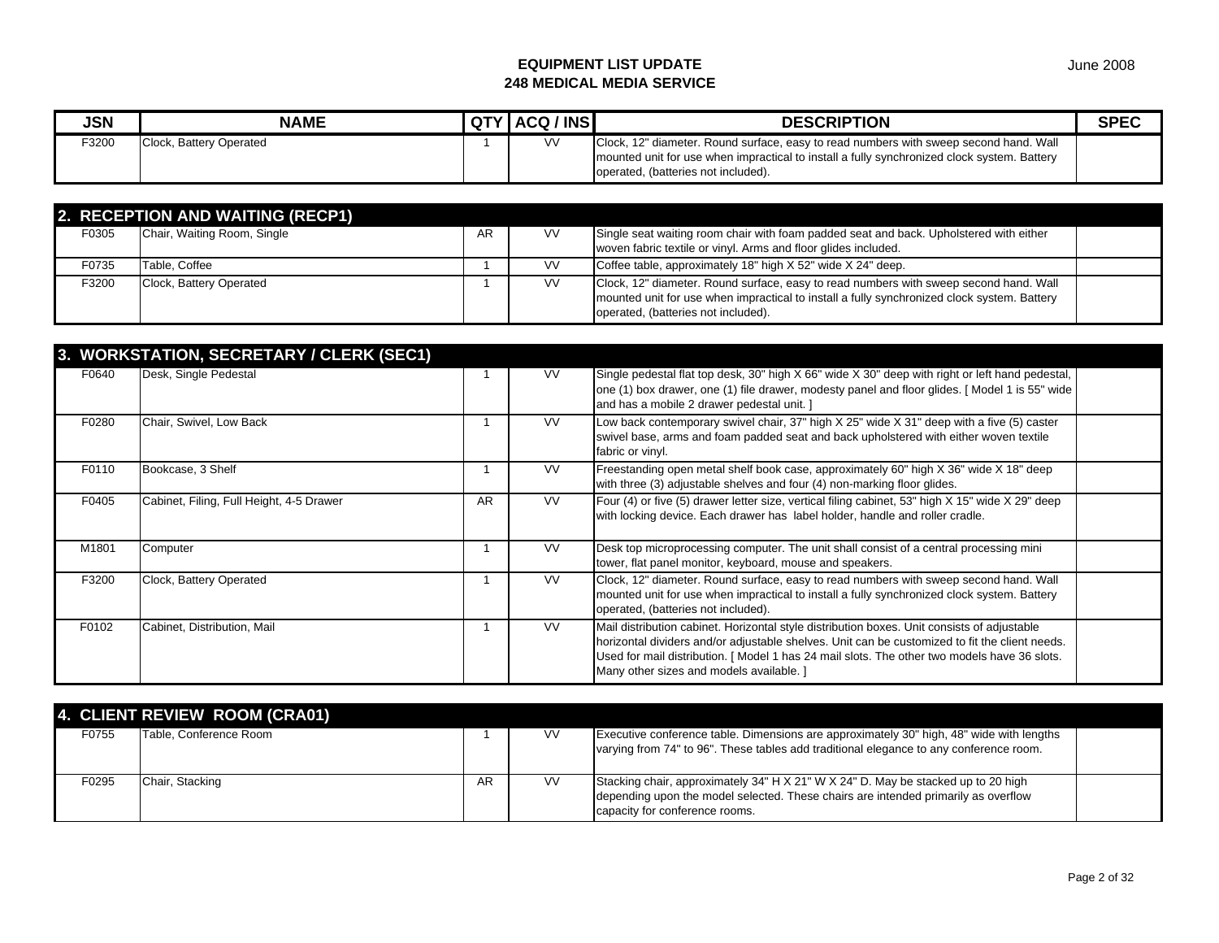# EQUIPMENT LIST UPDATE
# 248 MEDICAL MEDIA SERVICE

June 2008

| JSN | NAME | QTY | ACQ / INS | DESCRIPTION | SPEC |
|---|---|---|---|---|---|
| F3200 | Clock, Battery Operated | 1 | VV | Clock, 12" diameter. Round surface, easy to read numbers with sweep second hand. Wall mounted unit for use when impractical to install a fully synchronized clock system. Battery operated, (batteries not included). | |

## 2. RECEPTION AND WAITING (RECP1)

| JSN | NAME | QTY | ACQ / INS | DESCRIPTION | SPEC |
|---|---|---|---|---|---|
| F0305 | Chair, Waiting Room, Single | AR | VV | Single seat waiting room chair with foam padded seat and back. Upholstered with either woven fabric textile or vinyl. Arms and floor glides included. | |
| F0735 | Table, Coffee | 1 | VV | Coffee table, approximately 18" high X 52" wide X 24" deep. | |
| F3200 | Clock, Battery Operated | 1 | VV | Clock, 12" diameter. Round surface, easy to read numbers with sweep second hand. Wall mounted unit for use when impractical to install a fully synchronized clock system. Battery operated, (batteries not included). | |

## 3. WORKSTATION, SECRETARY / CLERK (SEC1)

| JSN | NAME | QTY | ACQ / INS | DESCRIPTION | SPEC |
|---|---|---|---|---|---|
| F0640 | Desk, Single Pedestal | 1 | VV | Single pedestal flat top desk, 30" high X 66" wide X 30" deep with right or left hand pedestal, one (1) box drawer, one (1) file drawer, modesty panel and floor glides. [ Model 1 is 55" wide and has a mobile 2 drawer pedestal unit. ] | |
| F0280 | Chair, Swivel, Low Back | 1 | VV | Low back contemporary swivel chair, 37" high X 25" wide X 31" deep with a five (5) caster swivel base, arms and foam padded seat and back upholstered with either woven textile fabric or vinyl. | |
| F0110 | Bookcase, 3 Shelf | 1 | VV | Freestanding open metal shelf book case, approximately 60" high X 36" wide X 18" deep with three (3) adjustable shelves and four (4) non-marking floor glides. | |
| F0405 | Cabinet, Filing, Full Height, 4-5 Drawer | AR | VV | Four (4) or five (5) drawer letter size, vertical filing cabinet, 53" high X 15" wide X 29" deep with locking device. Each drawer has label holder, handle and roller cradle. | |
| M1801 | Computer | 1 | VV | Desk top microprocessing computer. The unit shall consist of a central processing mini tower, flat panel monitor, keyboard, mouse and speakers. | |
| F3200 | Clock, Battery Operated | 1 | VV | Clock, 12" diameter. Round surface, easy to read numbers with sweep second hand. Wall mounted unit for use when impractical to install a fully synchronized clock system. Battery operated, (batteries not included). | |
| F0102 | Cabinet, Distribution, Mail | 1 | VV | Mail distribution cabinet. Horizontal style distribution boxes. Unit consists of adjustable horizontal dividers and/or adjustable shelves. Unit can be customized to fit the client needs. Used for mail distribution. [ Model 1 has 24 mail slots. The other two models have 36 slots. Many other sizes and models available. ] | |

## 4. CLIENT REVIEW ROOM (CRA01)

| JSN | NAME | QTY | ACQ / INS | DESCRIPTION | SPEC |
|---|---|---|---|---|---|
| F0755 | Table, Conference Room | 1 | VV | Executive conference table. Dimensions are approximately 30" high, 48" wide with lengths varying from 74" to 96". These tables add traditional elegance to any conference room. | |
| F0295 | Chair, Stacking | AR | VV | Stacking chair, approximately 34" H X 21" W X 24" D. May be stacked up to 20 high depending upon the model selected. These chairs are intended primarily as overflow capacity for conference rooms. | |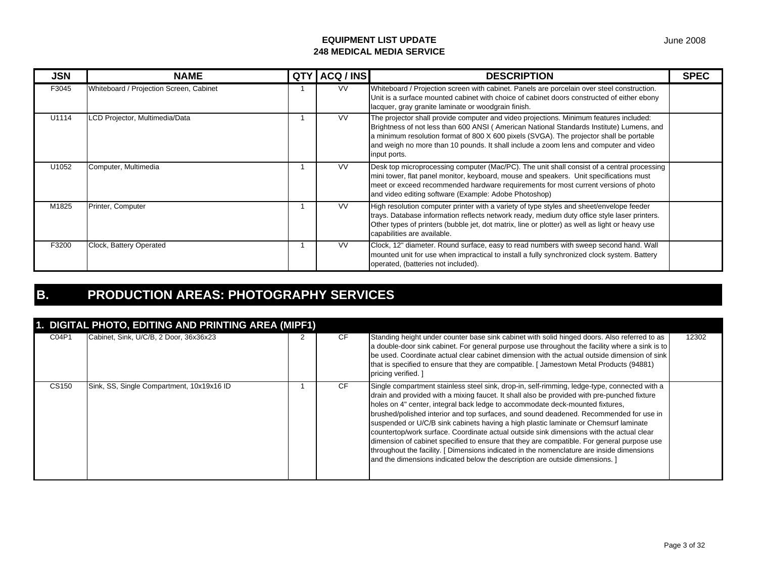| JSN | NAME | QTY | ACQ / INS | DESCRIPTION | SPEC |
|---|---|---|---|---|---|
| F3045 | Whiteboard / Projection Screen, Cabinet | 1 | VV | Whiteboard / Projection screen with cabinet. Panels are porcelain over steel construction. Unit is a surface mounted cabinet with choice of cabinet doors constructed of either ebony lacquer, gray granite laminate or woodgrain finish. | |
| U1114 | LCD Projector, Multimedia/Data | 1 | VV | The projector shall provide computer and video projections. Minimum features included: Brightness of not less than 600 ANSI ( American National Standards Institute) Lumens, and a minimum resolution format of 800 X 600 pixels (SVGA). The projector shall be portable and weigh no more than 10 pounds. It shall include a zoom lens and computer and video input ports. | |
| U1052 | Computer, Multimedia | 1 | VV | Desk top microprocessing computer (Mac/PC). The unit shall consist of a central processing mini tower, flat panel monitor, keyboard, mouse and speakers. Unit specifications must meet or exceed recommended hardware requirements for most current versions of photo and video editing software (Example: Adobe Photoshop) | |
| M1825 | Printer, Computer | 1 | VV | High resolution computer printer with a variety of type styles and sheet/envelope feeder trays. Database information reflects network ready, medium duty office style laser printers. Other types of printers (bubble jet, dot matrix, line or plotter) as well as light or heavy use capabilities are available. | |
| F3200 | Clock, Battery Operated | 1 | VV | Clock, 12" diameter. Round surface, easy to read numbers with sweep second hand. Wall mounted unit for use when impractical to install a fully synchronized clock system. Battery operated, (batteries not included). | |

## B. PRODUCTION AREAS: PHOTOGRAPHY SERVICES

### 1. DIGITAL PHOTO, EDITING AND PRINTING AREA (MIPF1)

| JSN | NAME | QTY | ACQ / INS | DESCRIPTION | SPEC |
|---|---|---|---|---|---|
| C04P1 | Cabinet, Sink, U/C/B, 2 Door, 36x36x23 | 2 | CF | Standing height under counter base sink cabinet with solid hinged doors. Also referred to as a double-door sink cabinet. For general purpose use throughout the facility where a sink is to be used. Coordinate actual clear cabinet dimension with the actual outside dimension of sink that is specified to ensure that they are compatible. [ Jamestown Metal Products (94881) pricing verified. ] | 12302 |
| CS150 | Sink, SS, Single Compartment, 10x19x16 ID | 1 | CF | Single compartment stainless steel sink, drop-in, self-rimming, ledge-type, connected with a drain and provided with a mixing faucet. It shall also be provided with pre-punched fixture holes on 4" center, integral back ledge to accommodate deck-mounted fixtures, brushed/polished interior and top surfaces, and sound deadened. Recommended for use in suspended or U/C/B sink cabinets having a high plastic laminate or Chemsurf laminate countertop/work surface. Coordinate actual outside sink dimensions with the actual clear dimension of cabinet specified to ensure that they are compatible. For general purpose use throughout the facility. [ Dimensions indicated in the nomenclature are inside dimensions and the dimensions indicated below the description are outside dimensions. ] | |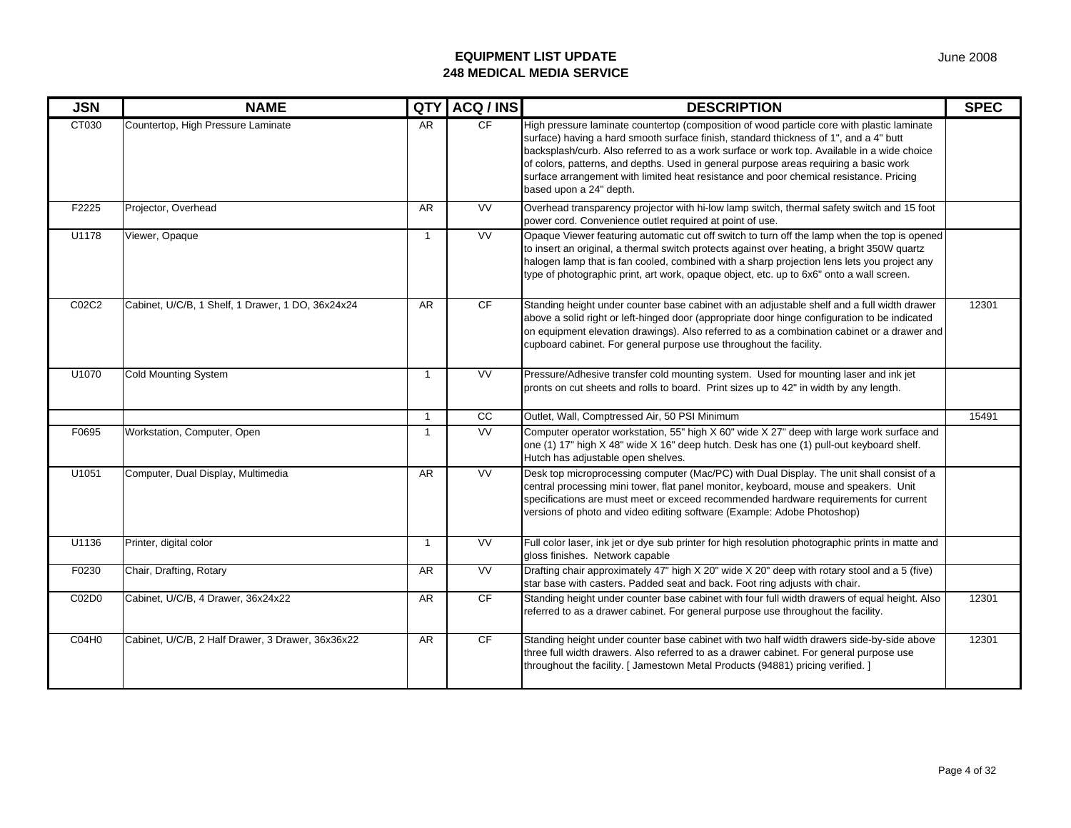**EQUIPMENT LIST UPDATE**
**248 MEDICAL MEDIA SERVICE**

June 2008

| JSN | NAME | QTY | ACQ / INS | DESCRIPTION | SPEC |
|---|---|---|---|---|---|
| CT030 | Countertop, High Pressure Laminate | AR | CF | High pressure laminate countertop (composition of wood particle core with plastic laminate surface) having a hard smooth surface finish, standard thickness of 1", and a 4" butt backsplash/curb. Also referred to as a work surface or work top. Available in a wide choice of colors, patterns, and depths. Used in general purpose areas requiring a basic work surface arrangement with limited heat resistance and poor chemical resistance. Pricing based upon a 24" depth. | |
| F2225 | Projector, Overhead | AR | VV | Overhead transparency projector with hi-low lamp switch, thermal safety switch and 15 foot power cord. Convenience outlet required at point of use. | |
| U1178 | Viewer, Opaque | 1 | VV | Opaque Viewer featuring automatic cut off switch to turn off the lamp when the top is opened to insert an original, a thermal switch protects against over heating, a bright 350W quartz halogen lamp that is fan cooled, combined with a sharp projection lens lets you project any type of photographic print, art work, opaque object, etc. up to 6x6" onto a wall screen. | |
| C02C2 | Cabinet, U/C/B, 1 Shelf, 1 Drawer, 1 DO, 36x24x24 | AR | CF | Standing height under counter base cabinet with an adjustable shelf and a full width drawer above a solid right or left-hinged door (appropriate door hinge configuration to be indicated on equipment elevation drawings). Also referred to as a combination cabinet or a drawer and cupboard cabinet. For general purpose use throughout the facility. | 12301 |
| U1070 | Cold Mounting System | 1 | VV | Pressure/Adhesive transfer cold mounting system. Used for mounting laser and ink jet pronts on cut sheets and rolls to board. Print sizes up to 42" in width by any length. | |
| | | 1 | CC | Outlet, Wall, Comptressed Air, 50 PSI Minimum | 15491 |
| F0695 | Workstation, Computer, Open | 1 | VV | Computer operator workstation, 55" high X 60" wide X 27" deep with large work surface and one (1) 17" high X 48" wide X 16" deep hutch. Desk has one (1) pull-out keyboard shelf. Hutch has adjustable open shelves. | |
| U1051 | Computer, Dual Display, Multimedia | AR | VV | Desk top microprocessing computer (Mac/PC) with Dual Display. The unit shall consist of a central processing mini tower, flat panel monitor, keyboard, mouse and speakers. Unit specifications are must meet or exceed recommended hardware requirements for current versions of photo and video editing software (Example: Adobe Photoshop) | |
| U1136 | Printer, digital color | 1 | VV | Full color laser, ink jet or dye sub printer for high resolution photographic prints in matte and gloss finishes. Network capable | |
| F0230 | Chair, Drafting, Rotary | AR | VV | Drafting chair approximately 47" high X 20" wide X 20" deep with rotary stool and a 5 (five) star base with casters. Padded seat and back. Foot ring adjusts with chair. | |
| C02D0 | Cabinet, U/C/B, 4 Drawer, 36x24x22 | AR | CF | Standing height under counter base cabinet with four full width drawers of equal height. Also referred to as a drawer cabinet. For general purpose use throughout the facility. | 12301 |
| C04H0 | Cabinet, U/C/B, 2 Half Drawer, 3 Drawer, 36x36x22 | AR | CF | Standing height under counter base cabinet with two half width drawers side-by-side above three full width drawers. Also referred to as a drawer cabinet. For general purpose use throughout the facility. [ Jamestown Metal Products (94881) pricing verified. ] | 12301 |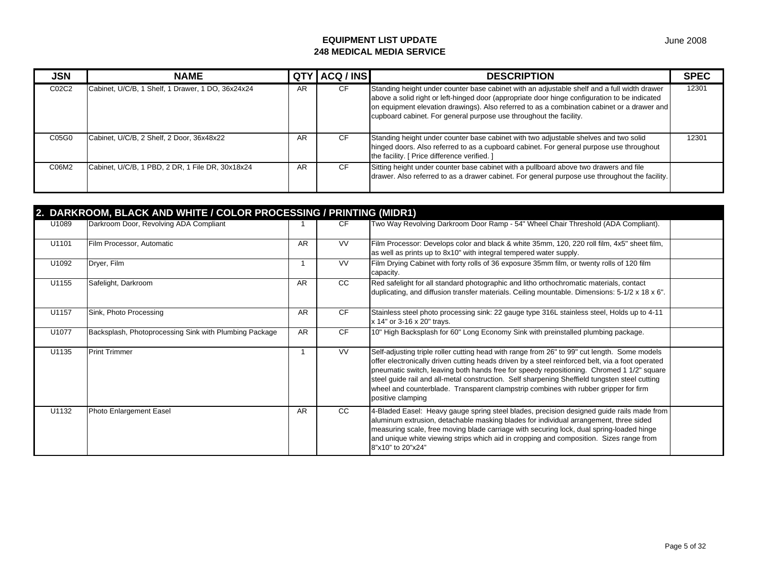**EQUIPMENT LIST UPDATE**
**248 MEDICAL MEDIA SERVICE**

June 2008

| JSN | NAME | QTY | ACQ / INS | DESCRIPTION | SPEC |
|---|---|---|---|---|---|
| C02C2 | Cabinet, U/C/B, 1 Shelf, 1 Drawer, 1 DO, 36x24x24 | AR | CF | Standing height under counter base cabinet with an adjustable shelf and a full width drawer above a solid right or left-hinged door (appropriate door hinge configuration to be indicated on equipment elevation drawings). Also referred to as a combination cabinet or a drawer and cupboard cabinet. For general purpose use throughout the facility. | 12301 |
| C05G0 | Cabinet, U/C/B, 2 Shelf, 2 Door, 36x48x22 | AR | CF | Standing height under counter base cabinet with two adjustable shelves and two solid hinged doors. Also referred to as a cupboard cabinet. For general purpose use throughout the facility. [ Price difference verified. ] | 12301 |
| C06M2 | Cabinet, U/C/B, 1 PBD, 2 DR, 1 File DR, 30x18x24 | AR | CF | Sitting height under counter base cabinet with a pullboard above two drawers and file drawer. Also referred to as a drawer cabinet. For general purpose use throughout the facility. | |

## 2. DARKROOM, BLACK AND WHITE / COLOR PROCESSING / PRINTING (MIDR1)

| JSN | NAME | QTY | ACQ / INS | DESCRIPTION | SPEC |
|---|---|---|---|---|---|
| U1089 | Darkroom Door, Revolving ADA Compliant | 1 | CF | Two Way Revolving Darkroom Door Ramp - 54" Wheel Chair Threshold (ADA Compliant). | |
| U1101 | Film Processor, Automatic | AR | VV | Film Processor: Develops color and black & white 35mm, 120, 220 roll film, 4x5" sheet film, as well as prints up to 8x10" with integral tempered water supply. | |
| U1092 | Dryer, Film | 1 | VV | Film Drying Cabinet with forty rolls of 36 exposure 35mm film, or twenty rolls of 120 film capacity. | |
| U1155 | Safelight, Darkroom | AR | CC | Red safelight for all standard photographic and litho orthochromatic materials, contact duplicating, and diffusion transfer materials. Ceiling mountable. Dimensions: 5-1/2 x 18 x 6". | |
| U1157 | Sink, Photo Processing | AR | CF | Stainless steel photo processing sink: 22 gauge type 316L stainless steel, Holds up to 4-11 x 14" or 3-16 x 20" trays. | |
| U1077 | Backsplash, Photoprocessing Sink with Plumbing Package | AR | CF | 10" High Backsplash for 60" Long Economy Sink with preinstalled plumbing package. | |
| U1135 | Print Trimmer | 1 | VV | Self-adjusting triple roller cutting head with range from 26" to 99" cut length. Some models offer electronically driven cutting heads driven by a steel reinforced belt, via a foot operated pneumatic switch, leaving both hands free for speedy repositioning. Chromed 1 1/2" square steel guide rail and all-metal construction. Self sharpening Sheffield tungsten steel cutting wheel and counterblade. Transparent clampstrip combines with rubber gripper for firm positive clamping | |
| U1132 | Photo Enlargement Easel | AR | CC | 4-Bladed Easel: Heavy gauge spring steel blades, precision designed guide rails made from aluminum extrusion, detachable masking blades for individual arrangement, three sided measuring scale, free moving blade carriage with securing lock, dual spring-loaded hinge and unique white viewing strips which aid in cropping and composition. Sizes range from 8"x10" to 20"x24" | |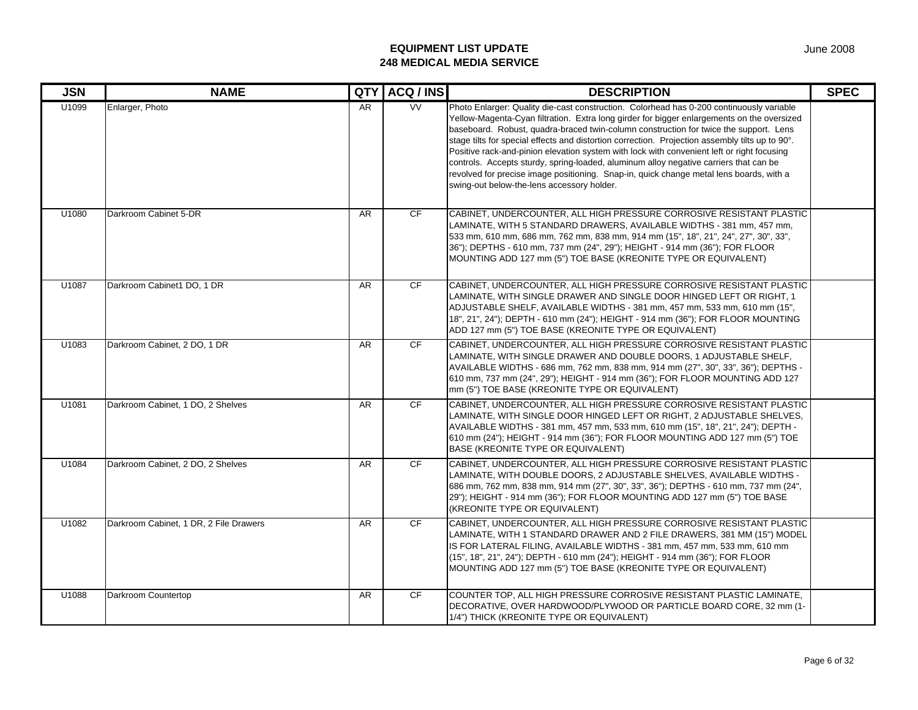**EQUIPMENT LIST UPDATE**
**248 MEDICAL MEDIA SERVICE**

June 2008

| JSN | NAME | QTY | ACQ / INS | DESCRIPTION | SPEC |
|---|---|---|---|---|---|
| U1099 | Enlarger, Photo | AR | VV | Photo Enlarger: Quality die-cast construction. Colorhead has 0-200 continuously variable Yellow-Magenta-Cyan filtration. Extra long girder for bigger enlargements on the oversized baseboard. Robust, quadra-braced twin-column construction for twice the support. Lens stage tilts for special effects and distortion correction. Projection assembly tilts up to 90°. Positive rack-and-pinion elevation system with lock with convenient left or right focusing controls. Accepts sturdy, spring-loaded, aluminum alloy negative carriers that can be revolved for precise image positioning. Snap-in, quick change metal lens boards, with a swing-out below-the-lens accessory holder. | |
| U1080 | Darkroom Cabinet 5-DR | AR | CF | CABINET, UNDERCOUNTER, ALL HIGH PRESSURE CORROSIVE RESISTANT PLASTIC LAMINATE, WITH 5 STANDARD DRAWERS, AVAILABLE WIDTHS - 381 mm, 457 mm, 533 mm, 610 mm, 686 mm, 762 mm, 838 mm, 914 mm (15", 18", 21", 24", 27", 30", 33", 36"); DEPTHS - 610 mm, 737 mm (24", 29"); HEIGHT - 914 mm (36"); FOR FLOOR MOUNTING ADD 127 mm (5") TOE BASE (KREONITE TYPE OR EQUIVALENT) | |
| U1087 | Darkroom Cabinet1 DO, 1 DR | AR | CF | CABINET, UNDERCOUNTER, ALL HIGH PRESSURE CORROSIVE RESISTANT PLASTIC LAMINATE, WITH SINGLE DRAWER AND SINGLE DOOR HINGED LEFT OR RIGHT, 1 ADJUSTABLE SHELF, AVAILABLE WIDTHS - 381 mm, 457 mm, 533 mm, 610 mm (15", 18", 21", 24"); DEPTH - 610 mm (24"); HEIGHT - 914 mm (36"); FOR FLOOR MOUNTING ADD 127 mm (5") TOE BASE (KREONITE TYPE OR EQUIVALENT) | |
| U1083 | Darkroom Cabinet, 2 DO, 1 DR | AR | CF | CABINET, UNDERCOUNTER, ALL HIGH PRESSURE CORROSIVE RESISTANT PLASTIC LAMINATE, WITH SINGLE DRAWER AND DOUBLE DOORS, 1 ADJUSTABLE SHELF, AVAILABLE WIDTHS - 686 mm, 762 mm, 838 mm, 914 mm (27", 30", 33", 36"); DEPTHS - 610 mm, 737 mm (24", 29"); HEIGHT - 914 mm (36"); FOR FLOOR MOUNTING ADD 127 mm (5") TOE BASE (KREONITE TYPE OR EQUIVALENT) | |
| U1081 | Darkroom Cabinet, 1 DO, 2 Shelves | AR | CF | CABINET, UNDERCOUNTER, ALL HIGH PRESSURE CORROSIVE RESISTANT PLASTIC LAMINATE, WITH SINGLE DOOR HINGED LEFT OR RIGHT, 2 ADJUSTABLE SHELVES, AVAILABLE WIDTHS - 381 mm, 457 mm, 533 mm, 610 mm (15", 18", 21", 24"); DEPTH - 610 mm (24"); HEIGHT - 914 mm (36"); FOR FLOOR MOUNTING ADD 127 mm (5") TOE BASE (KREONITE TYPE OR EQUIVALENT) | |
| U1084 | Darkroom Cabinet, 2 DO, 2 Shelves | AR | CF | CABINET, UNDERCOUNTER, ALL HIGH PRESSURE CORROSIVE RESISTANT PLASTIC LAMINATE, WITH DOUBLE DOORS, 2 ADJUSTABLE SHELVES, AVAILABLE WIDTHS - 686 mm, 762 mm, 838 mm, 914 mm (27", 30", 33", 36"); DEPTHS - 610 mm, 737 mm (24", 29"); HEIGHT - 914 mm (36"); FOR FLOOR MOUNTING ADD 127 mm (5") TOE BASE (KREONITE TYPE OR EQUIVALENT) | |
| U1082 | Darkroom Cabinet, 1 DR, 2 File Drawers | AR | CF | CABINET, UNDERCOUNTER, ALL HIGH PRESSURE CORROSIVE RESISTANT PLASTIC LAMINATE, WITH 1 STANDARD DRAWER AND 2 FILE DRAWERS, 381 MM (15") MODEL IS FOR LATERAL FILING, AVAILABLE WIDTHS - 381 mm, 457 mm, 533 mm, 610 mm (15", 18", 21", 24"); DEPTH - 610 mm (24"); HEIGHT - 914 mm (36"); FOR FLOOR MOUNTING ADD 127 mm (5") TOE BASE (KREONITE TYPE OR EQUIVALENT) | |
| U1088 | Darkroom Countertop | AR | CF | COUNTER TOP, ALL HIGH PRESSURE CORROSIVE RESISTANT PLASTIC LAMINATE, DECORATIVE, OVER HARDWOOD/PLYWOOD OR PARTICLE BOARD CORE, 32 mm (1-1/4") THICK (KREONITE TYPE OR EQUIVALENT) | |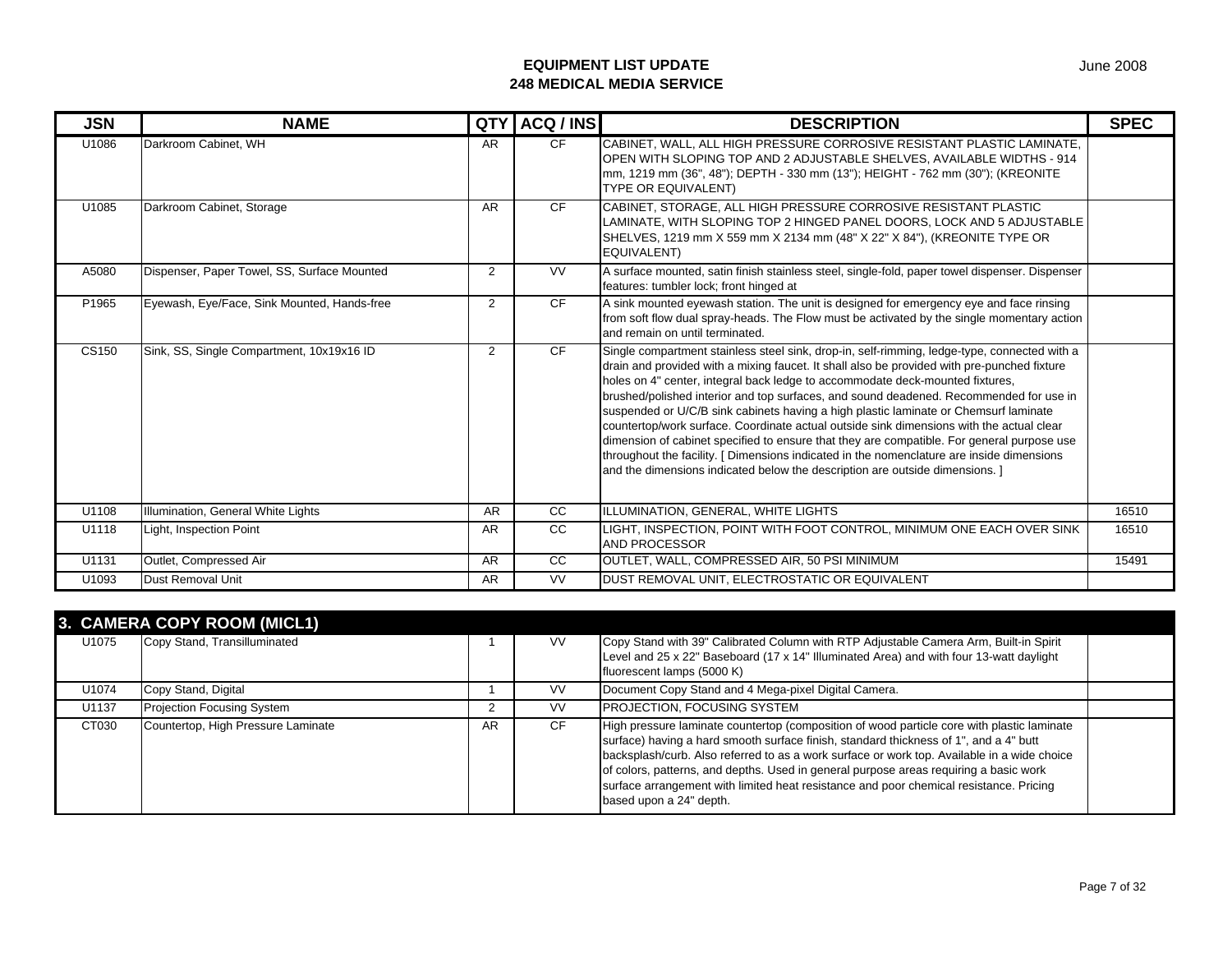| JSN | NAME | QTY | ACQ / INS | DESCRIPTION | SPEC |
|---|---|---|---|---|---|
| U1086 | Darkroom Cabinet, WH | AR | CF | CABINET, WALL, ALL HIGH PRESSURE CORROSIVE RESISTANT PLASTIC LAMINATE, OPEN WITH SLOPING TOP AND 2 ADJUSTABLE SHELVES, AVAILABLE WIDTHS - 914 mm, 1219 mm (36", 48"); DEPTH - 330 mm (13"); HEIGHT - 762 mm (30"); (KREONITE TYPE OR EQUIVALENT) | |
| U1085 | Darkroom Cabinet, Storage | AR | CF | CABINET, STORAGE, ALL HIGH PRESSURE CORROSIVE RESISTANT PLASTIC LAMINATE, WITH SLOPING TOP 2 HINGED PANEL DOORS, LOCK AND 5 ADJUSTABLE SHELVES, 1219 mm X 559 mm X 2134 mm (48" X 22" X 84"), (KREONITE TYPE OR EQUIVALENT) | |
| A5080 | Dispenser, Paper Towel, SS, Surface Mounted | 2 | VV | A surface mounted, satin finish stainless steel, single-fold, paper towel dispenser. Dispenser features: tumbler lock; front hinged at | |
| P1965 | Eyewash, Eye/Face, Sink Mounted, Hands-free | 2 | CF | A sink mounted eyewash station. The unit is designed for emergency eye and face rinsing from soft flow dual spray-heads. The Flow must be activated by the single momentary action and remain on until terminated. | |
| CS150 | Sink, SS, Single Compartment, 10x19x16 ID | 2 | CF | Single compartment stainless steel sink, drop-in, self-rimming, ledge-type, connected with a drain and provided with a mixing faucet. It shall also be provided with pre-punched fixture holes on 4" center, integral back ledge to accommodate deck-mounted fixtures, brushed/polished interior and top surfaces, and sound deadened. Recommended for use in suspended or U/C/B sink cabinets having a high plastic laminate or Chemsurf laminate countertop/work surface. Coordinate actual outside sink dimensions with the actual clear dimension of cabinet specified to ensure that they are compatible. For general purpose use throughout the facility. [ Dimensions indicated in the nomenclature are inside dimensions and the dimensions indicated below the description are outside dimensions. ] | |
| U1108 | Illumination, General White Lights | AR | CC | ILLUMINATION, GENERAL, WHITE LIGHTS | 16510 |
| U1118 | Light, Inspection Point | AR | CC | LIGHT, INSPECTION, POINT WITH FOOT CONTROL, MINIMUM ONE EACH OVER SINK AND PROCESSOR | 16510 |
| U1131 | Outlet, Compressed Air | AR | CC | OUTLET, WALL, COMPRESSED AIR, 50 PSI MINIMUM | 15491 |
| U1093 | Dust Removal Unit | AR | VV | DUST REMOVAL UNIT, ELECTROSTATIC OR EQUIVALENT | |

## 3. CAMERA COPY ROOM (MICL1)

| JSN | NAME | QTY | ACQ / INS | DESCRIPTION | SPEC |
|---|---|---|---|---|---|
| U1075 | Copy Stand, Transilluminated | 1 | VV | Copy Stand with 39" Calibrated Column with RTP Adjustable Camera Arm, Built-in Spirit Level and 25 x 22" Baseboard (17 x 14" Illuminated Area) and with four 13-watt daylight fluorescent lamps (5000 K) | |
| U1074 | Copy Stand, Digital | 1 | VV | Document Copy Stand and 4 Mega-pixel Digital Camera. | |
| U1137 | Projection Focusing System | 2 | VV | PROJECTION, FOCUSING SYSTEM | |
| CT030 | Countertop, High Pressure Laminate | AR | CF | High pressure laminate countertop (composition of wood particle core with plastic laminate surface) having a hard smooth surface finish, standard thickness of 1", and a 4" butt backsplash/curb. Also referred to as a work surface or work top. Available in a wide choice of colors, patterns, and depths. Used in general purpose areas requiring a basic work surface arrangement with limited heat resistance and poor chemical resistance. Pricing based upon a 24" depth. | |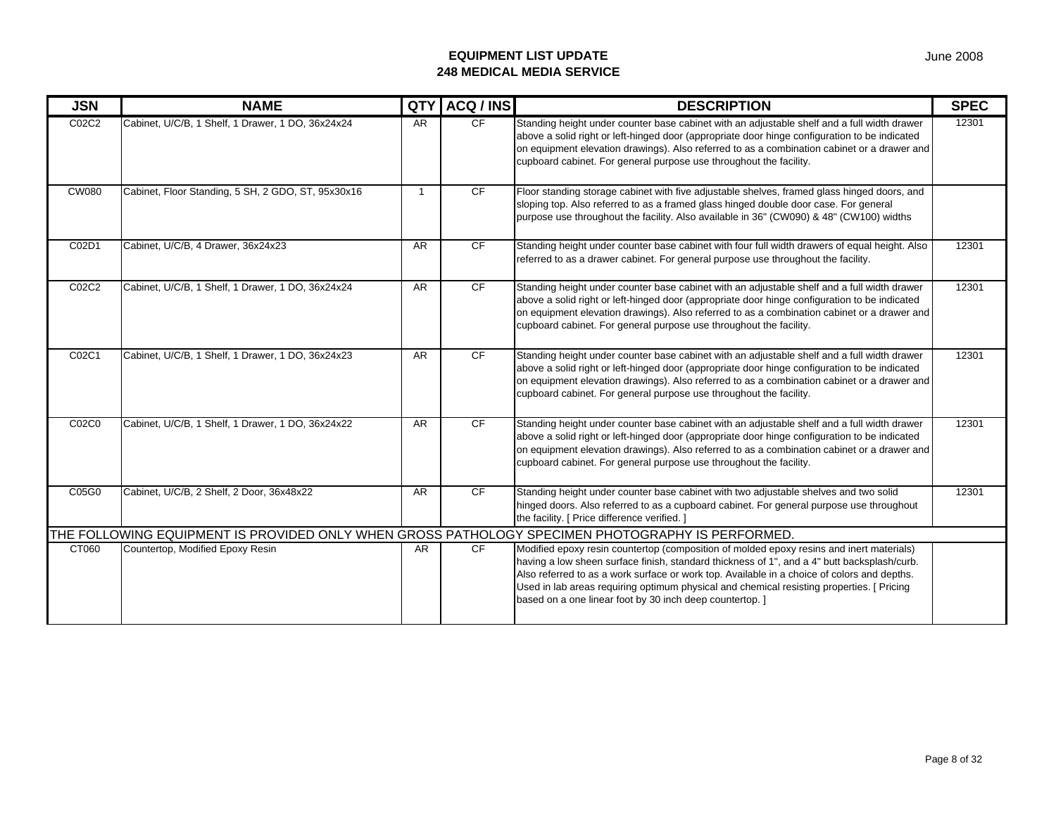**EQUIPMENT LIST UPDATE**
**248 MEDICAL MEDIA SERVICE**

June 2008

| JSN | NAME | QTY | ACQ / INS | DESCRIPTION | SPEC |
|---|---|---|---|---|---|
| C02C2 | Cabinet, U/C/B, 1 Shelf, 1 Drawer, 1 DO, 36x24x24 | AR | CF | Standing height under counter base cabinet with an adjustable shelf and a full width drawer above a solid right or left-hinged door (appropriate door hinge configuration to be indicated on equipment elevation drawings). Also referred to as a combination cabinet or a drawer and cupboard cabinet. For general purpose use throughout the facility. | 12301 |
| CW080 | Cabinet, Floor Standing, 5 SH, 2 GDO, ST, 95x30x16 | 1 | CF | Floor standing storage cabinet with five adjustable shelves, framed glass hinged doors, and sloping top. Also referred to as a framed glass hinged double door case. For general purpose use throughout the facility. Also available in 36" (CW090) & 48" (CW100) widths | |
| C02D1 | Cabinet, U/C/B, 4 Drawer, 36x24x23 | AR | CF | Standing height under counter base cabinet with four full width drawers of equal height. Also referred to as a drawer cabinet. For general purpose use throughout the facility. | 12301 |
| C02C2 | Cabinet, U/C/B, 1 Shelf, 1 Drawer, 1 DO, 36x24x24 | AR | CF | Standing height under counter base cabinet with an adjustable shelf and a full width drawer above a solid right or left-hinged door (appropriate door hinge configuration to be indicated on equipment elevation drawings). Also referred to as a combination cabinet or a drawer and cupboard cabinet. For general purpose use throughout the facility. | 12301 |
| C02C1 | Cabinet, U/C/B, 1 Shelf, 1 Drawer, 1 DO, 36x24x23 | AR | CF | Standing height under counter base cabinet with an adjustable shelf and a full width drawer above a solid right or left-hinged door (appropriate door hinge configuration to be indicated on equipment elevation drawings). Also referred to as a combination cabinet or a drawer and cupboard cabinet. For general purpose use throughout the facility. | 12301 |
| C02C0 | Cabinet, U/C/B, 1 Shelf, 1 Drawer, 1 DO, 36x24x22 | AR | CF | Standing height under counter base cabinet with an adjustable shelf and a full width drawer above a solid right or left-hinged door (appropriate door hinge configuration to be indicated on equipment elevation drawings). Also referred to as a combination cabinet or a drawer and cupboard cabinet. For general purpose use throughout the facility. | 12301 |
| C05G0 | Cabinet, U/C/B, 2 Shelf, 2 Door, 36x48x22 | AR | CF | Standing height under counter base cabinet with two adjustable shelves and two solid hinged doors. Also referred to as a cupboard cabinet. For general purpose use throughout the facility. [ Price difference verified. ] | 12301 |
| THE FOLLOWING EQUIPMENT IS PROVIDED ONLY WHEN GROSS PATHOLOGY SPECIMEN PHOTOGRAPHY IS PERFORMED. | | | | | |
| CT060 | Countertop, Modified Epoxy Resin | AR | CF | Modified epoxy resin countertop (composition of molded epoxy resins and inert materials) having a low sheen surface finish, standard thickness of 1", and a 4" butt backsplash/curb. Also referred to as a work surface or work top. Available in a choice of colors and depths. Used in lab areas requiring optimum physical and chemical resisting properties. [ Pricing based on a one linear foot by 30 inch deep countertop. ] | |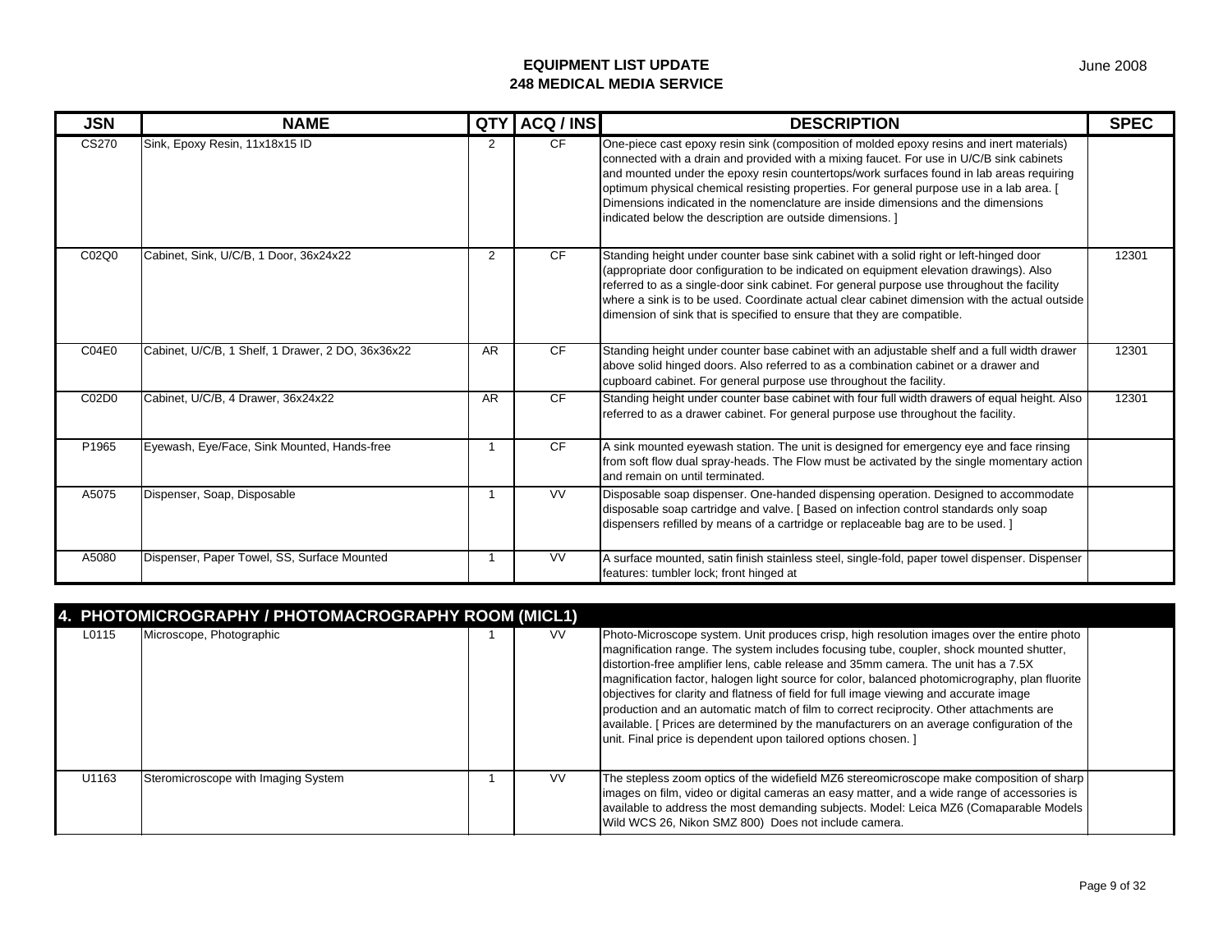**EQUIPMENT LIST UPDATE**
**248 MEDICAL MEDIA SERVICE**

June 2008

| JSN | NAME | QTY | ACQ / INS | DESCRIPTION | SPEC |
|---|---|---|---|---|---|
| CS270 | Sink, Epoxy Resin, 11x18x15 ID | 2 | CF | One-piece cast epoxy resin sink (composition of molded epoxy resins and inert materials) connected with a drain and provided with a mixing faucet. For use in U/C/B sink cabinets and mounted under the epoxy resin countertops/work surfaces found in lab areas requiring optimum physical chemical resisting properties. For general purpose use in a lab area. [ Dimensions indicated in the nomenclature are inside dimensions and the dimensions indicated below the description are outside dimensions. ] | |
| C02Q0 | Cabinet, Sink, U/C/B, 1 Door, 36x24x22 | 2 | CF | Standing height under counter base sink cabinet with a solid right or left-hinged door (appropriate door configuration to be indicated on equipment elevation drawings). Also referred to as a single-door sink cabinet. For general purpose use throughout the facility where a sink is to be used. Coordinate actual clear cabinet dimension with the actual outside dimension of sink that is specified to ensure that they are compatible. | 12301 |
| C04E0 | Cabinet, U/C/B, 1 Shelf, 1 Drawer, 2 DO, 36x36x22 | AR | CF | Standing height under counter base cabinet with an adjustable shelf and a full width drawer above solid hinged doors. Also referred to as a combination cabinet or a drawer and cupboard cabinet. For general purpose use throughout the facility. | 12301 |
| C02D0 | Cabinet, U/C/B, 4 Drawer, 36x24x22 | AR | CF | Standing height under counter base cabinet with four full width drawers of equal height. Also referred to as a drawer cabinet. For general purpose use throughout the facility. | 12301 |
| P1965 | Eyewash, Eye/Face, Sink Mounted, Hands-free | 1 | CF | A sink mounted eyewash station. The unit is designed for emergency eye and face rinsing from soft flow dual spray-heads. The Flow must be activated by the single momentary action and remain on until terminated. | |
| A5075 | Dispenser, Soap, Disposable | 1 | VV | Disposable soap dispenser. One-handed dispensing operation. Designed to accommodate disposable soap cartridge and valve. [ Based on infection control standards only soap dispensers refilled by means of a cartridge or replaceable bag are to be used. ] | |
| A5080 | Dispenser, Paper Towel, SS, Surface Mounted | 1 | VV | A surface mounted, satin finish stainless steel, single-fold, paper towel dispenser. Dispenser features: tumbler lock; front hinged at | |

## 4. PHOTOMICROGRAPHY / PHOTOMACROGRAPHY ROOM (MICL1)

| JSN | NAME | QTY | ACQ / INS | DESCRIPTION | SPEC |
|---|---|---|---|---|---|
| L0115 | Microscope, Photographic | 1 | VV | Photo-Microscope system. Unit produces crisp, high resolution images over the entire photo magnification range. The system includes focusing tube, coupler, shock mounted shutter, distortion-free amplifier lens, cable release and 35mm camera. The unit has a 7.5X magnification factor, halogen light source for color, balanced photomicrography, plan fluorite objectives for clarity and flatness of field for full image viewing and accurate image production and an automatic match of film to correct reciprocity. Other attachments are available. [ Prices are determined by the manufacturers on an average configuration of the unit. Final price is dependent upon tailored options chosen. ] | |
| U1163 | Steromicroscope with Imaging System | 1 | VV | The stepless zoom optics of the widefield MZ6 stereomicroscope make composition of sharp images on film, video or digital cameras an easy matter, and a wide range of accessories is available to address the most demanding subjects. Model: Leica MZ6 (Comaparable Models Wild WCS 26, Nikon SMZ 800) Does not include camera. | |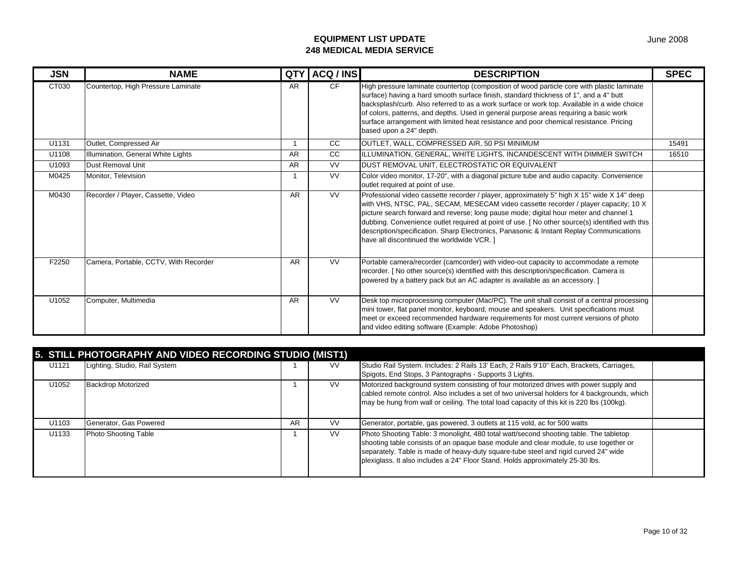# EQUIPMENT LIST UPDATE
## 248 MEDICAL MEDIA SERVICE

| JSN | NAME | QTY | ACQ / INS | DESCRIPTION | SPEC |
|---|---|---|---|---|---|
| CT030 | Countertop, High Pressure Laminate | AR | CF | High pressure laminate countertop (composition of wood particle core with plastic laminate surface) having a hard smooth surface finish, standard thickness of 1", and a 4" butt backsplash/curb. Also referred to as a work surface or work top. Available in a wide choice of colors, patterns, and depths. Used in general purpose areas requiring a basic work surface arrangement with limited heat resistance and poor chemical resistance. Pricing based upon a 24" depth. | |
| U1131 | Outlet, Compressed Air | 1 | CC | OUTLET, WALL, COMPRESSED AIR, 50 PSI MINIMUM | 15491 |
| U1108 | Illumination, General White Lights | AR | CC | ILLUMINATION, GENERAL, WHITE LIGHTS, INCANDESCENT WITH DIMMER SWITCH | 16510 |
| U1093 | Dust Removal Unit | AR | VV | DUST REMOVAL UNIT, ELECTROSTATIC OR EQUIVALENT | |
| M0425 | Monitor, Television | 1 | VV | Color video monitor, 17-20", with a diagonal picture tube and audio capacity. Convenience outlet required at point of use. | |
| M0430 | Recorder / Player, Cassette, Video | AR | VV | Professional video cassette recorder / player, approximately 5" high X 15" wide X 14" deep with VHS, NTSC, PAL, SECAM, MESECAM video cassette recorder / player capacity; 10 X picture search forward and reverse; long pause mode; digital hour meter and channel 1 dubbing. Convenience outlet required at point of use. [ No other source(s) identified with this description/specification. Sharp Electronics, Panasonic & Instant Replay Communications have all discontinued the worldwide VCR. ] | |
| F2250 | Camera, Portable, CCTV, With Recorder | AR | VV | Portable camera/recorder (camcorder) with video-out capacity to accommodate a remote recorder. [ No other source(s) identified with this description/specification. Camera is powered by a battery pack but an AC adapter is available as an accessory. ] | |
| U1052 | Computer, Multimedia | AR | VV | Desk top microprocessing computer (Mac/PC). The unit shall consist of a central processing mini tower, flat panel monitor, keyboard, mouse and speakers. Unit specifications must meet or exceed recommended hardware requirements for most current versions of photo and video editing software (Example: Adobe Photoshop) | |

## 5. STILL PHOTOGRAPHY AND VIDEO RECORDING STUDIO (MIST1)

| JSN | NAME | QTY | ACQ / INS | DESCRIPTION | SPEC |
|---|---|---|---|---|---|
| U1121 | Lighting, Studio, Rail System | 1 | VV | Studio Rail System. Includes: 2 Rails 13' Each, 2 Rails 9'10" Each, Brackets, Carriages, Spigots, End Stops, 3 Pantographs - Supports 3 Lights. | |
| U1052 | Backdrop Motorized | 1 | VV | Motorized background system consisting of four motorized drives with power supply and cabled remote control. Also includes a set of two universal holders for 4 backgrounds, which may be hung from wall or ceiling. The total load capacity of this kit is 220 lbs (100kg). | |
| U1103 | Generator, Gas Powered | AR | VV | Generator, portable, gas powered, 3 outlets at 115 vold, ac for 500 watts | |
| U1133 | Photo Shooting Table | 1 | VV | Photo Shooting Table: 3 monolight, 480 total watt/second shooting table. The tabletop shooting table consists of an opaque base module and clear module, to use together or separately. Table is made of heavy-duty square-tube steel and rigid curved 24" wide plexiglass. It also includes a 24" Floor Stand. Holds approximately 25-30 lbs. | |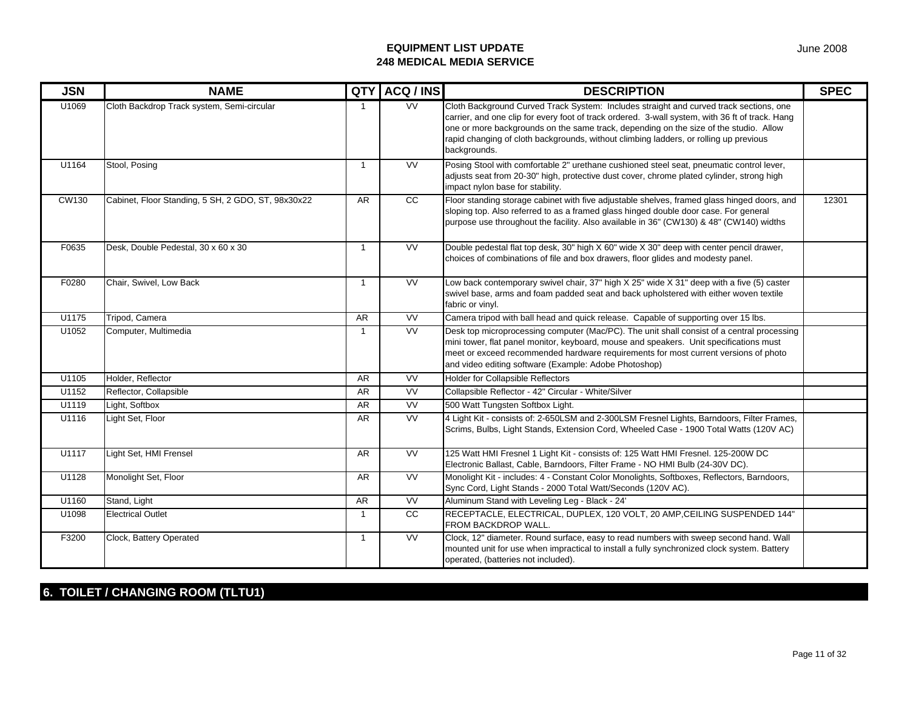| JSN | NAME | QTY | ACQ / INS | DESCRIPTION | SPEC |
| --- | --- | --- | --- | --- | --- |
| U1069 | Cloth Backdrop Track system, Semi-circular | 1 | VV | Cloth Background Curved Track System: Includes straight and curved track sections, one carrier, and one clip for every foot of track ordered. 3-wall system, with 36 ft of track. Hang one or more backgrounds on the same track, depending on the size of the studio. Allow rapid changing of cloth backgrounds, without climbing ladders, or rolling up previous backgrounds. | |
| U1164 | Stool, Posing | 1 | VV | Posing Stool with comfortable 2" urethane cushioned steel seat, pneumatic control lever, adjusts seat from 20-30" high, protective dust cover, chrome plated cylinder, strong high impact nylon base for stability. | |
| CW130 | Cabinet, Floor Standing, 5 SH, 2 GDO, ST, 98x30x22 | AR | CC | Floor standing storage cabinet with five adjustable shelves, framed glass hinged doors, and sloping top. Also referred to as a framed glass hinged double door case. For general purpose use throughout the facility. Also available in 36" (CW130) & 48" (CW140) widths | 12301 |
| F0635 | Desk, Double Pedestal, 30 x 60 x 30 | 1 | VV | Double pedestal flat top desk, 30" high X 60" wide X 30" deep with center pencil drawer, choices of combinations of file and box drawers, floor glides and modesty panel. | |
| F0280 | Chair, Swivel, Low Back | 1 | VV | Low back contemporary swivel chair, 37" high X 25" wide X 31" deep with a five (5) caster swivel base, arms and foam padded seat and back upholstered with either woven textile fabric or vinyl. | |
| U1175 | Tripod, Camera | AR | VV | Camera tripod with ball head and quick release. Capable of supporting over 15 lbs. | |
| U1052 | Computer, Multimedia | 1 | VV | Desk top microprocessing computer (Mac/PC). The unit shall consist of a central processing mini tower, flat panel monitor, keyboard, mouse and speakers. Unit specifications must meet or exceed recommended hardware requirements for most current versions of photo and video editing software (Example: Adobe Photoshop) | |
| U1105 | Holder, Reflector | AR | VV | Holder for Collapsible Reflectors | |
| U1152 | Reflector, Collapsible | AR | VV | Collapsible Reflector - 42" Circular - White/Silver | |
| U1119 | Light, Softbox | AR | VV | 500 Watt Tungsten Softbox Light. | |
| U1116 | Light Set, Floor | AR | VV | 4 Light Kit - consists of: 2-650LSM and 2-300LSM Fresnel Lights, Barndoors, Filter Frames, Scrims, Bulbs, Light Stands, Extension Cord, Wheeled Case - 1900 Total Watts (120V AC) | |
| U1117 | Light Set, HMI Frensel | AR | VV | 125 Watt HMI Fresnel 1 Light Kit - consists of: 125 Watt HMI Fresnel. 125-200W DC Electronic Ballast, Cable, Barndoors, Filter Frame - NO HMI Bulb (24-30V DC). | |
| U1128 | Monolight Set, Floor | AR | VV | Monolight Kit - includes: 4 - Constant Color Monolights, Softboxes, Reflectors, Barndoors, Sync Cord, Light Stands - 2000 Total Watt/Seconds (120V AC). | |
| U1160 | Stand, Light | AR | VV | Aluminum Stand with Leveling Leg - Black - 24' | |
| U1098 | Electrical Outlet | 1 | CC | RECEPTACLE, ELECTRICAL, DUPLEX, 120 VOLT, 20 AMP,CEILING SUSPENDED 144" FROM BACKDROP WALL. | |
| F3200 | Clock, Battery Operated | 1 | VV | Clock, 12" diameter. Round surface, easy to read numbers with sweep second hand. Wall mounted unit for use when impractical to install a fully synchronized clock system. Battery operated, (batteries not included). | |

## 6. TOILET / CHANGING ROOM (TLTU1)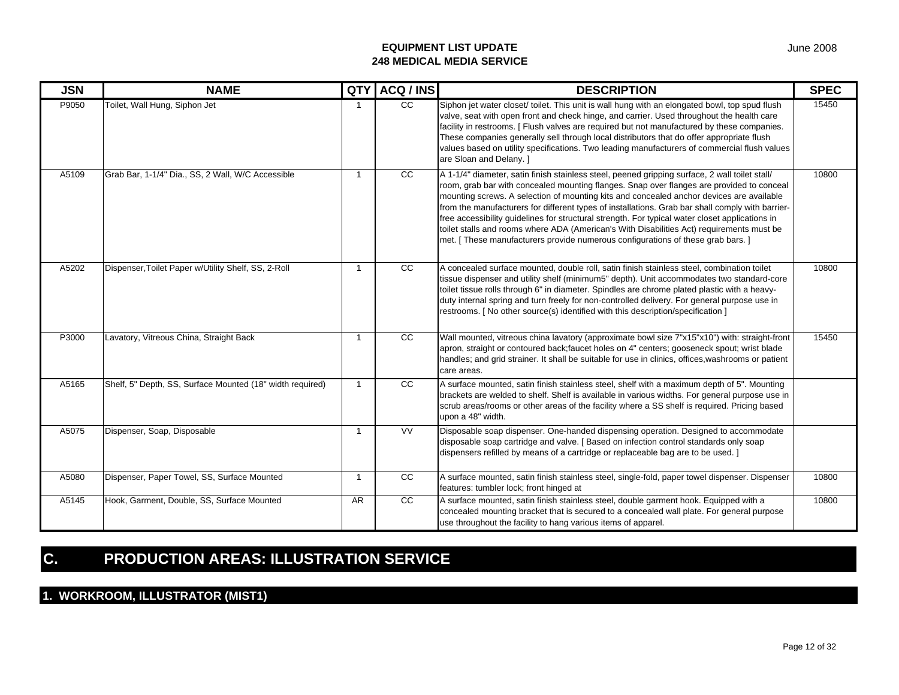| JSN | NAME | QTY | ACQ / INS | DESCRIPTION | SPEC |
|---|---|---|---|---|---|
| P9050 | Toilet, Wall Hung, Siphon Jet | 1 | CC | Siphon jet water closet/ toilet. This unit is wall hung with an elongated bowl, top spud flush valve, seat with open front and check hinge, and carrier. Used throughout the health care facility in restrooms. [ Flush valves are required but not manufactured by these companies. These companies generally sell through local distributors that do offer appropriate flush values based on utility specifications. Two leading manufacturers of commercial flush values are Sloan and Delany. ] | 15450 |
| A5109 | Grab Bar, 1-1/4" Dia., SS, 2 Wall, W/C Accessible | 1 | CC | A 1-1/4" diameter, satin finish stainless steel, peened gripping surface, 2 wall toilet stall/ room, grab bar with concealed mounting flanges. Snap over flanges are provided to conceal mounting screws. A selection of mounting kits and concealed anchor devices are available from the manufacturers for different types of installations. Grab bar shall comply with barrier-free accessibility guidelines for structural strength. For typical water closet applications in toilet stalls and rooms where ADA (American's With Disabilities Act) requirements must be met. [ These manufacturers provide numerous configurations of these grab bars. ] | 10800 |
| A5202 | Dispenser,Toilet Paper w/Utility Shelf, SS, 2-Roll | 1 | CC | A concealed surface mounted, double roll, satin finish stainless steel, combination toilet tissue dispenser and utility shelf (minimum5" depth). Unit accommodates two standard-core toilet tissue rolls through 6" in diameter. Spindles are chrome plated plastic with a heavy-duty internal spring and turn freely for non-controlled delivery. For general purpose use in restrooms. [ No other source(s) identified with this description/specification ] | 10800 |
| P3000 | Lavatory, Vitreous China, Straight Back | 1 | CC | Wall mounted, vitreous china lavatory (approximate bowl size 7"x15"x10") with: straight-front apron, straight or contoured back;faucet holes on 4" centers; gooseneck spout; wrist blade handles; and grid strainer. It shall be suitable for use in clinics, offices,washrooms or patient care areas. | 15450 |
| A5165 | Shelf, 5" Depth, SS, Surface Mounted (18" width required) | 1 | CC | A surface mounted, satin finish stainless steel, shelf with a maximum depth of 5". Mounting brackets are welded to shelf. Shelf is available in various widths. For general purpose use in scrub areas/rooms or other areas of the facility where a SS shelf is required. Pricing based upon a 48" width. | |
| A5075 | Dispenser, Soap, Disposable | 1 | VV | Disposable soap dispenser. One-handed dispensing operation. Designed to accommodate disposable soap cartridge and valve. [ Based on infection control standards only soap dispensers refilled by means of a cartridge or replaceable bag are to be used. ] | |
| A5080 | Dispenser, Paper Towel, SS, Surface Mounted | 1 | CC | A surface mounted, satin finish stainless steel, single-fold, paper towel dispenser. Dispenser features: tumbler lock; front hinged at | 10800 |
| A5145 | Hook, Garment, Double, SS, Surface Mounted | AR | CC | A surface mounted, satin finish stainless steel, double garment hook. Equipped with a concealed mounting bracket that is secured to a concealed wall plate. For general purpose use throughout the facility to hang various items of apparel. | 10800 |

# C. PRODUCTION AREAS: ILLUSTRATION SERVICE

## 1. WORKROOM, ILLUSTRATOR (MIST1)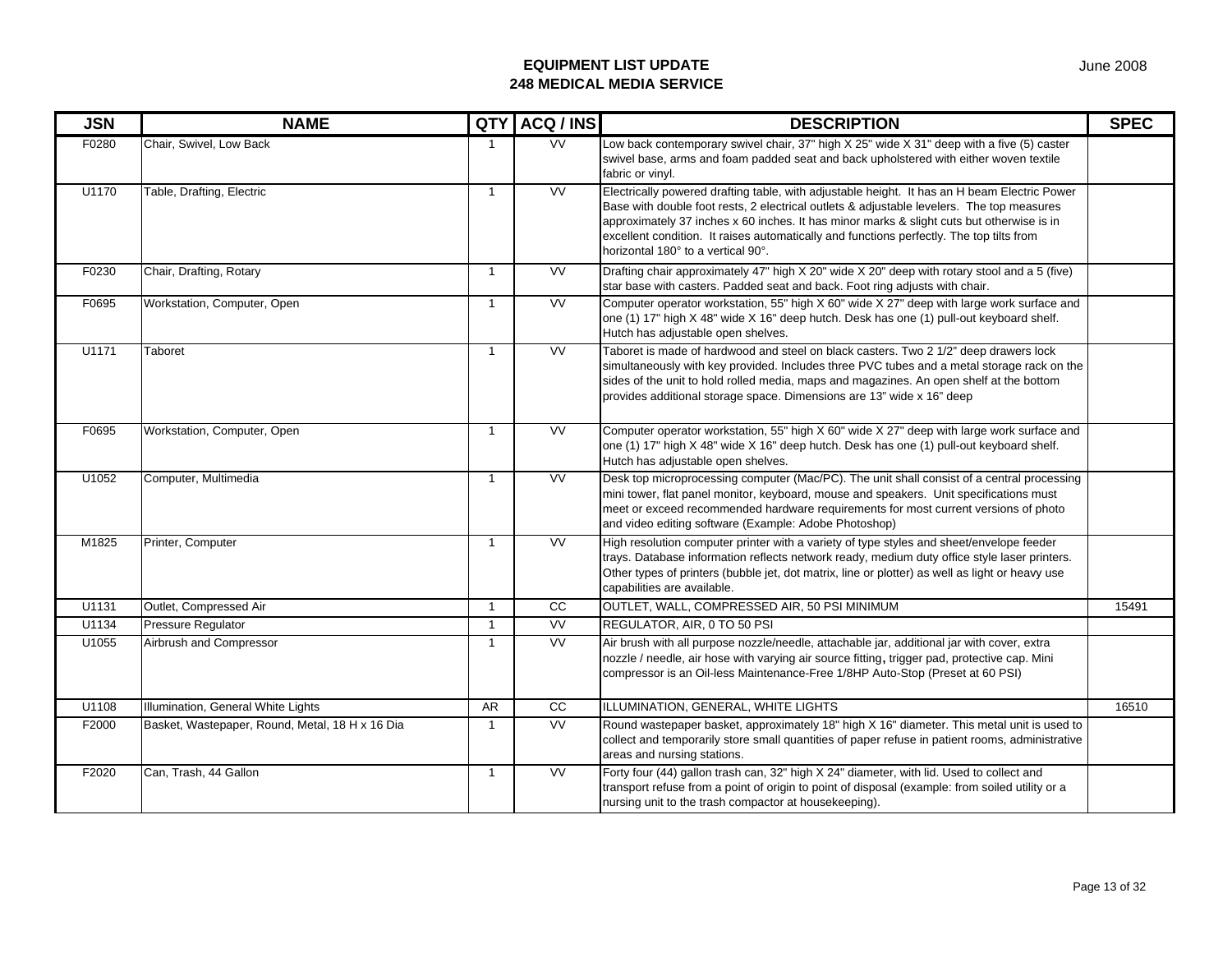**EQUIPMENT LIST UPDATE**
**248 MEDICAL MEDIA SERVICE**

June 2008

| JSN | NAME | QTY | ACQ / INS | DESCRIPTION | SPEC |
|---|---|---|---|---|---|
| F0280 | Chair, Swivel, Low Back | 1 | VV | Low back contemporary swivel chair, 37" high X 25" wide X 31" deep with a five (5) caster swivel base, arms and foam padded seat and back upholstered with either woven textile fabric or vinyl. | |
| U1170 | Table, Drafting, Electric | 1 | VV | Electrically powered drafting table, with adjustable height. It has an H beam Electric Power Base with double foot rests, 2 electrical outlets & adjustable levelers. The top measures approximately 37 inches x 60 inches. It has minor marks & slight cuts but otherwise is in excellent condition. It raises automatically and functions perfectly. The top tilts from horizontal 180° to a vertical 90°. | |
| F0230 | Chair, Drafting, Rotary | 1 | VV | Drafting chair approximately 47" high X 20" wide X 20" deep with rotary stool and a 5 (five) star base with casters. Padded seat and back. Foot ring adjusts with chair. | |
| F0695 | Workstation, Computer, Open | 1 | VV | Computer operator workstation, 55" high X 60" wide X 27" deep with large work surface and one (1) 17" high X 48" wide X 16" deep hutch. Desk has one (1) pull-out keyboard shelf. Hutch has adjustable open shelves. | |
| U1171 | Taboret | 1 | VV | Taboret is made of hardwood and steel on black casters. Two 2 1/2" deep drawers lock simultaneously with key provided. Includes three PVC tubes and a metal storage rack on the sides of the unit to hold rolled media, maps and magazines. An open shelf at the bottom provides additional storage space. Dimensions are 13" wide x 16" deep | |
| F0695 | Workstation, Computer, Open | 1 | VV | Computer operator workstation, 55" high X 60" wide X 27" deep with large work surface and one (1) 17" high X 48" wide X 16" deep hutch. Desk has one (1) pull-out keyboard shelf. Hutch has adjustable open shelves. | |
| U1052 | Computer, Multimedia | 1 | VV | Desk top microprocessing computer (Mac/PC). The unit shall consist of a central processing mini tower, flat panel monitor, keyboard, mouse and speakers. Unit specifications must meet or exceed recommended hardware requirements for most current versions of photo and video editing software (Example: Adobe Photoshop) | |
| M1825 | Printer, Computer | 1 | VV | High resolution computer printer with a variety of type styles and sheet/envelope feeder trays. Database information reflects network ready, medium duty office style laser printers. Other types of printers (bubble jet, dot matrix, line or plotter) as well as light or heavy use capabilities are available. | |
| U1131 | Outlet, Compressed Air | 1 | CC | OUTLET, WALL, COMPRESSED AIR, 50 PSI MINIMUM | 15491 |
| U1134 | Pressure Regulator | 1 | VV | REGULATOR, AIR, 0 TO 50 PSI | |
| U1055 | Airbrush and Compressor | 1 | VV | Air brush with all purpose nozzle/needle, attachable jar, additional jar with cover, extra nozzle / needle, air hose with varying air source fitting, trigger pad, protective cap. Mini compressor is an Oil-less Maintenance-Free 1/8HP Auto-Stop (Preset at 60 PSI) | |
| U1108 | Illumination, General White Lights | AR | CC | ILLUMINATION, GENERAL, WHITE LIGHTS | 16510 |
| F2000 | Basket, Wastepaper, Round, Metal, 18 H x 16 Dia | 1 | VV | Round wastepaper basket, approximately 18" high X 16" diameter. This metal unit is used to collect and temporarily store small quantities of paper refuse in patient rooms, administrative areas and nursing stations. | |
| F2020 | Can, Trash, 44 Gallon | 1 | VV | Forty four (44) gallon trash can, 32" high X 24" diameter, with lid. Used to collect and transport refuse from a point of origin to point of disposal (example: from soiled utility or a nursing unit to the trash compactor at housekeeping). | |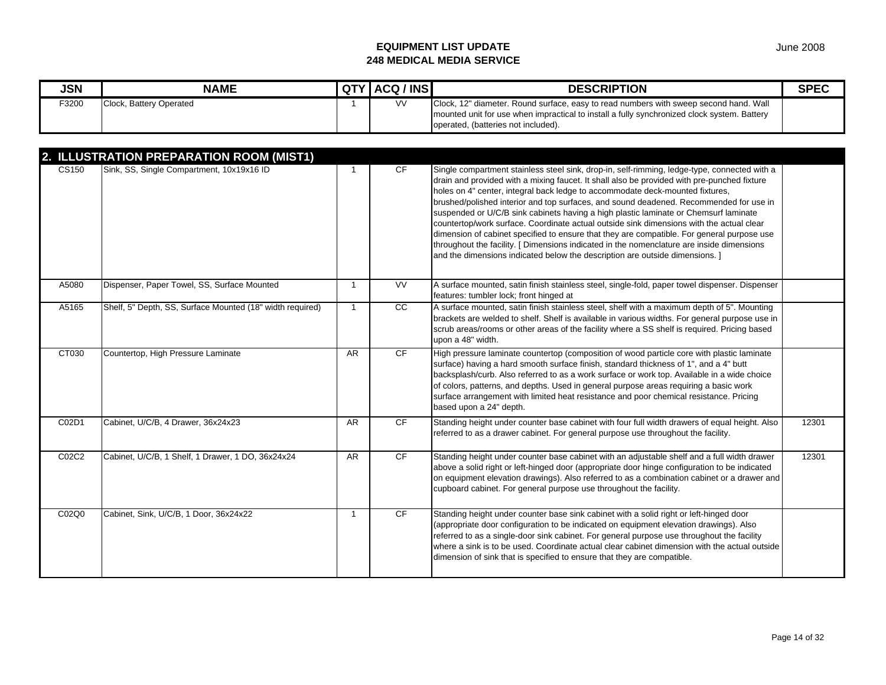# EQUIPMENT LIST UPDATE
## 248 MEDICAL MEDIA SERVICE

June 2008

| JSN | NAME | QTY | ACQ / INS | DESCRIPTION | SPEC |
|---|---|---|---|---|---|
| F3200 | Clock, Battery Operated | 1 | VV | Clock, 12" diameter. Round surface, easy to read numbers with sweep second hand. Wall mounted unit for use when impractical to install a fully synchronized clock system. Battery operated, (batteries not included). | |

## 2. ILLUSTRATION PREPARATION ROOM (MIST1)

| JSN | NAME | QTY | ACQ / INS | DESCRIPTION | SPEC |
|---|---|---|---|---|---|
| CS150 | Sink, SS, Single Compartment, 10x19x16 ID | 1 | CF | Single compartment stainless steel sink, drop-in, self-rimming, ledge-type, connected with a drain and provided with a mixing faucet. It shall also be provided with pre-punched fixture holes on 4" center, integral back ledge to accommodate deck-mounted fixtures, brushed/polished interior and top surfaces, and sound deadened. Recommended for use in suspended or U/C/B sink cabinets having a high plastic laminate or Chemsurf laminate countertop/work surface. Coordinate actual outside sink dimensions with the actual clear dimension of cabinet specified to ensure that they are compatible. For general purpose use throughout the facility. [ Dimensions indicated in the nomenclature are inside dimensions and the dimensions indicated below the description are outside dimensions. ] | |
| A5080 | Dispenser, Paper Towel, SS, Surface Mounted | 1 | VV | A surface mounted, satin finish stainless steel, single-fold, paper towel dispenser. Dispenser features: tumbler lock; front hinged at | |
| A5165 | Shelf, 5" Depth, SS, Surface Mounted (18" width required) | 1 | CC | A surface mounted, satin finish stainless steel, shelf with a maximum depth of 5". Mounting brackets are welded to shelf. Shelf is available in various widths. For general purpose use in scrub areas/rooms or other areas of the facility where a SS shelf is required. Pricing based upon a 48" width. | |
| CT030 | Countertop, High Pressure Laminate | AR | CF | High pressure laminate countertop (composition of wood particle core with plastic laminate surface) having a hard smooth surface finish, standard thickness of 1", and a 4" butt backsplash/curb. Also referred to as a work surface or work top. Available in a wide choice of colors, patterns, and depths. Used in general purpose areas requiring a basic work surface arrangement with limited heat resistance and poor chemical resistance. Pricing based upon a 24" depth. | |
| C02D1 | Cabinet, U/C/B, 4 Drawer, 36x24x23 | AR | CF | Standing height under counter base cabinet with four full width drawers of equal height. Also referred to as a drawer cabinet. For general purpose use throughout the facility. | 12301 |
| C02C2 | Cabinet, U/C/B, 1 Shelf, 1 Drawer, 1 DO, 36x24x24 | AR | CF | Standing height under counter base cabinet with an adjustable shelf and a full width drawer above a solid right or left-hinged door (appropriate door hinge configuration to be indicated on equipment elevation drawings). Also referred to as a combination cabinet or a drawer and cupboard cabinet. For general purpose use throughout the facility. | 12301 |
| C02Q0 | Cabinet, Sink, U/C/B, 1 Door, 36x24x22 | 1 | CF | Standing height under counter base sink cabinet with a solid right or left-hinged door (appropriate door configuration to be indicated on equipment elevation drawings). Also referred to as a single-door sink cabinet. For general purpose use throughout the facility where a sink is to be used. Coordinate actual clear cabinet dimension with the actual outside dimension of sink that is specified to ensure that they are compatible. | |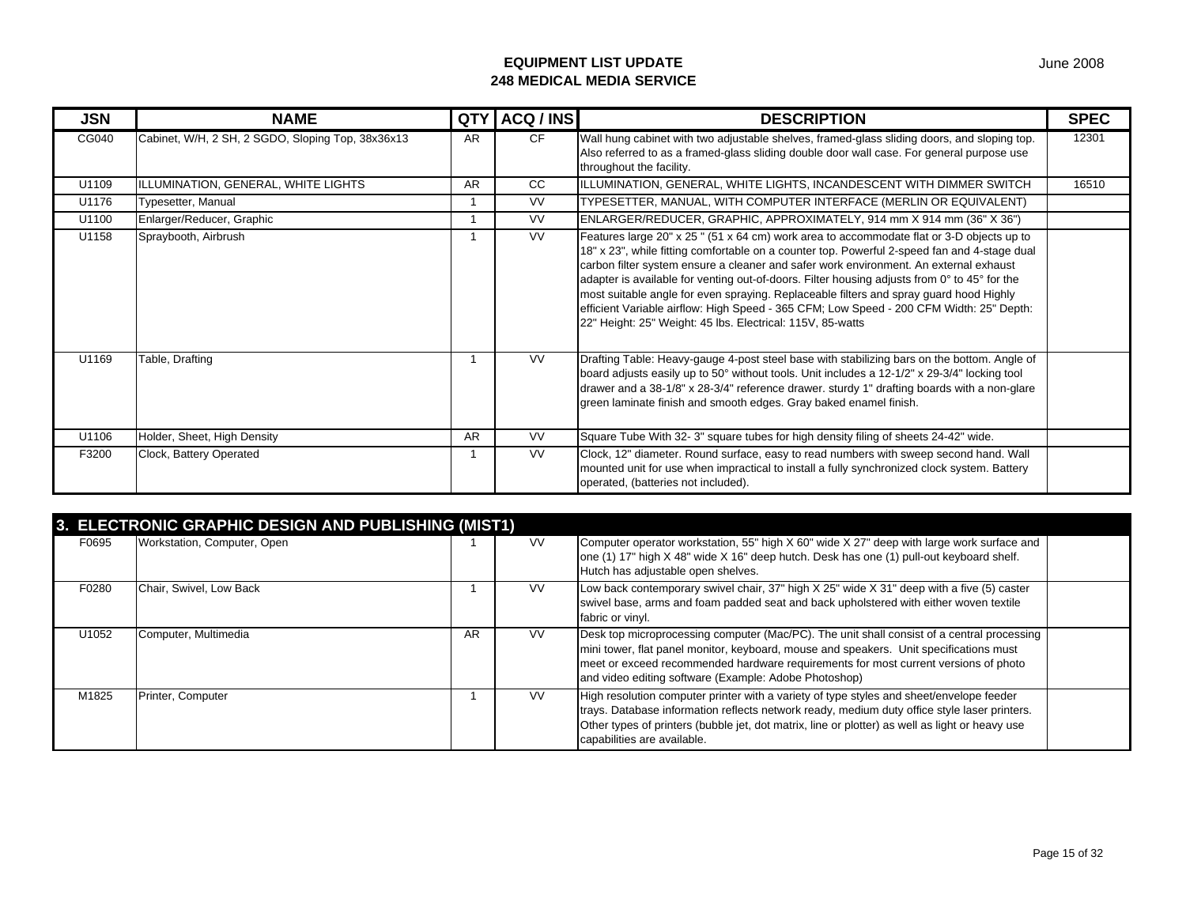# EQUIPMENT LIST UPDATE
## 248 MEDICAL MEDIA SERVICE

June 2008

| JSN | NAME | QTY | ACQ / INS | DESCRIPTION | SPEC |
|---|---|---|---|---|---|
| CG040 | Cabinet, W/H, 2 SH, 2 SGDO, Sloping Top, 38x36x13 | AR | CF | Wall hung cabinet with two adjustable shelves, framed-glass sliding doors, and sloping top. Also referred to as a framed-glass sliding double door wall case. For general purpose use throughout the facility. | 12301 |
| U1109 | ILLUMINATION, GENERAL, WHITE LIGHTS | AR | CC | ILLUMINATION, GENERAL, WHITE LIGHTS, INCANDESCENT WITH DIMMER SWITCH | 16510 |
| U1176 | Typesetter, Manual | 1 | VV | TYPESETTER, MANUAL, WITH COMPUTER INTERFACE (MERLIN OR EQUIVALENT) | |
| U1100 | Enlarger/Reducer, Graphic | 1 | VV | ENLARGER/REDUCER, GRAPHIC, APPROXIMATELY, 914 mm X 914 mm (36" X 36") | |
| U1158 | Spraybooth, Airbrush | 1 | VV | Features large 20" x 25 " (51 x 64 cm) work area to accommodate flat or 3-D objects up to 18" x 23", while fitting comfortable on a counter top. Powerful 2-speed fan and 4-stage dual carbon filter system ensure a cleaner and safer work environment. An external exhaust adapter is available for venting out-of-doors. Filter housing adjusts from 0° to 45° for the most suitable angle for even spraying. Replaceable filters and spray guard hood Highly efficient Variable airflow: High Speed - 365 CFM; Low Speed - 200 CFM Width: 25" Depth: 22" Height: 25" Weight: 45 lbs. Electrical: 115V, 85-watts | |
| U1169 | Table, Drafting | 1 | VV | Drafting Table: Heavy-gauge 4-post steel base with stabilizing bars on the bottom. Angle of board adjusts easily up to 50° without tools. Unit includes a 12-1/2" x 29-3/4" locking tool drawer and a 38-1/8" x 28-3/4" reference drawer. sturdy 1" drafting boards with a non-glare green laminate finish and smooth edges. Gray baked enamel finish. | |
| U1106 | Holder, Sheet, High Density | AR | VV | Square Tube With 32- 3" square tubes for high density filing of sheets 24-42" wide. | |
| F3200 | Clock, Battery Operated | 1 | VV | Clock, 12" diameter. Round surface, easy to read numbers with sweep second hand. Wall mounted unit for use when impractical to install a fully synchronized clock system. Battery operated, (batteries not included). | |

## 3. ELECTRONIC GRAPHIC DESIGN AND PUBLISHING (MIST1)

| JSN | NAME | QTY | ACQ / INS | DESCRIPTION | SPEC |
|---|---|---|---|---|---|
| F0695 | Workstation, Computer, Open | 1 | VV | Computer operator workstation, 55" high X 60" wide X 27" deep with large work surface and one (1) 17" high X 48" wide X 16" deep hutch. Desk has one (1) pull-out keyboard shelf. Hutch has adjustable open shelves. | |
| F0280 | Chair, Swivel, Low Back | 1 | VV | Low back contemporary swivel chair, 37" high X 25" wide X 31" deep with a five (5) caster swivel base, arms and foam padded seat and back upholstered with either woven textile fabric or vinyl. | |
| U1052 | Computer, Multimedia | AR | VV | Desk top microprocessing computer (Mac/PC). The unit shall consist of a central processing mini tower, flat panel monitor, keyboard, mouse and speakers. Unit specifications must meet or exceed recommended hardware requirements for most current versions of photo and video editing software (Example: Adobe Photoshop) | |
| M1825 | Printer, Computer | 1 | VV | High resolution computer printer with a variety of type styles and sheet/envelope feeder trays. Database information reflects network ready, medium duty office style laser printers. Other types of printers (bubble jet, dot matrix, line or plotter) as well as light or heavy use capabilities are available. | |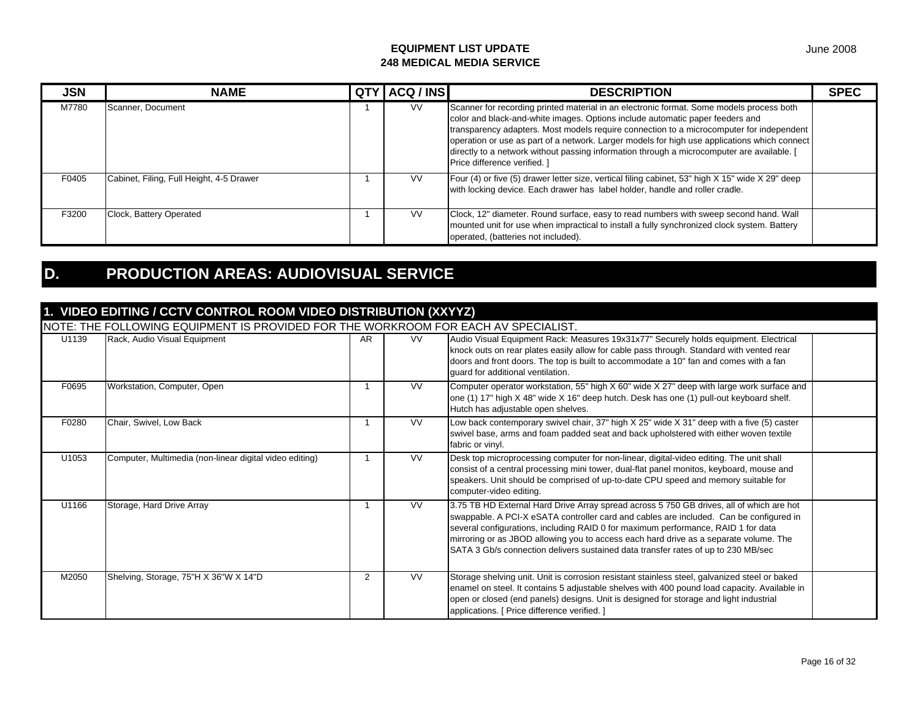# EQUIPMENT LIST UPDATE
# 248 MEDICAL MEDIA SERVICE

June 2008

| JSN | NAME | QTY | ACQ / INS | DESCRIPTION | SPEC |
|---|---|---|---|---|---|
| M7780 | Scanner, Document | 1 | VV | Scanner for recording printed material in an electronic format. Some models process both color and black-and-white images. Options include automatic paper feeders and transparency adapters. Most models require connection to a microcomputer for independent operation or use as part of a network. Larger models for high use applications which connect directly to a network without passing information through a microcomputer are available. [ Price difference verified. ] | |
| F0405 | Cabinet, Filing, Full Height, 4-5 Drawer | 1 | VV | Four (4) or five (5) drawer letter size, vertical filing cabinet, 53" high X 15" wide X 29" deep with locking device. Each drawer has label holder, handle and roller cradle. | |
| F3200 | Clock, Battery Operated | 1 | VV | Clock, 12" diameter. Round surface, easy to read numbers with sweep second hand. Wall mounted unit for use when impractical to install a fully synchronized clock system. Battery operated, (batteries not included). | |

## D. PRODUCTION AREAS: AUDIOVISUAL SERVICE

### 1. VIDEO EDITING / CCTV CONTROL ROOM VIDEO DISTRIBUTION (XXYYZ)

NOTE: THE FOLLOWING EQUIPMENT IS PROVIDED FOR THE WORKROOM FOR EACH AV SPECIALIST.

| JSN | NAME | QTY | ACQ / INS | DESCRIPTION | SPEC |
|---|---|---|---|---|---|
| U1139 | Rack, Audio Visual Equipment | AR | VV | Audio Visual Equipment Rack: Measures 19x31x77" Securely holds equipment. Electrical knock outs on rear plates easily allow for cable pass through. Standard with vented rear doors and front doors. The top is built to accommodate a 10" fan and comes with a fan guard for additional ventilation. | |
| F0695 | Workstation, Computer, Open | 1 | VV | Computer operator workstation, 55" high X 60" wide X 27" deep with large work surface and one (1) 17" high X 48" wide X 16" deep hutch. Desk has one (1) pull-out keyboard shelf. Hutch has adjustable open shelves. | |
| F0280 | Chair, Swivel, Low Back | 1 | VV | Low back contemporary swivel chair, 37" high X 25" wide X 31" deep with a five (5) caster swivel base, arms and foam padded seat and back upholstered with either woven textile fabric or vinyl. | |
| U1053 | Computer, Multimedia (non-linear digital video editing) | 1 | VV | Desk top microprocessing computer for non-linear, digital-video editing. The unit shall consist of a central processing mini tower, dual-flat panel monitos, keyboard, mouse and speakers. Unit should be comprised of up-to-date CPU speed and memory suitable for computer-video editing. | |
| U1166 | Storage, Hard Drive Array | 1 | VV | 3.75 TB HD External Hard Drive Array spread across 5 750 GB drives, all of which are hot swappable. A PCI-X eSATA controller card and cables are included. Can be configured in several configurations, including RAID 0 for maximum performance, RAID 1 for data mirroring or as JBOD allowing you to access each hard drive as a separate volume. The SATA 3 Gb/s connection delivers sustained data transfer rates of up to 230 MB/sec | |
| M2050 | Shelving, Storage, 75"H X 36"W X 14"D | 2 | VV | Storage shelving unit. Unit is corrosion resistant stainless steel, galvanized steel or baked enamel on steel. It contains 5 adjustable shelves with 400 pound load capacity. Available in open or closed (end panels) designs. Unit is designed for storage and light industrial applications. [ Price difference verified. ] | |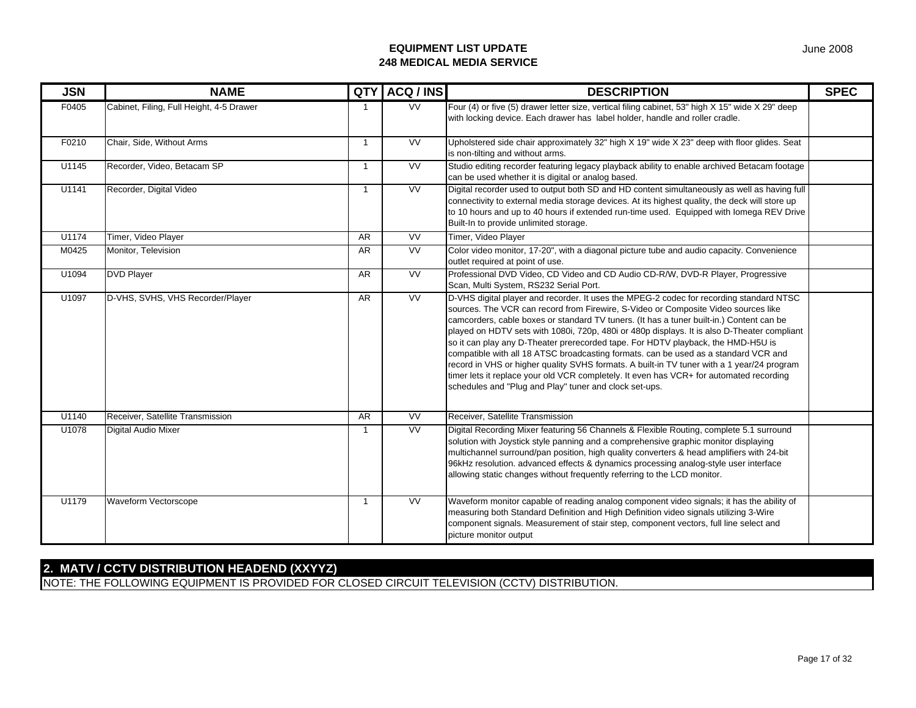**EQUIPMENT LIST UPDATE**
**248 MEDICAL MEDIA SERVICE**

June 2008

| JSN | NAME | QTY | ACQ / INS | DESCRIPTION | SPEC |
|---|---|---|---|---|---|
| F0405 | Cabinet, Filing, Full Height, 4-5 Drawer | 1 | VV | Four (4) or five (5) drawer letter size, vertical filing cabinet, 53" high X 15" wide X 29" deep with locking device. Each drawer has label holder, handle and roller cradle. | |
| F0210 | Chair, Side, Without Arms | 1 | VV | Upholstered side chair approximately 32" high X 19" wide X 23" deep with floor glides. Seat is non-tilting and without arms. | |
| U1145 | Recorder, Video, Betacam SP | 1 | VV | Studio editing recorder featuring legacy playback ability to enable archived Betacam footage can be used whether it is digital or analog based. | |
| U1141 | Recorder, Digital Video | 1 | VV | Digital recorder used to output both SD and HD content simultaneously as well as having full connectivity to external media storage devices. At its highest quality, the deck will store up to 10 hours and up to 40 hours if extended run-time used. Equipped with Iomega REV Drive Built-In to provide unlimited storage. | |
| U1174 | Timer, Video Player | AR | VV | Timer, Video Player | |
| M0425 | Monitor, Television | AR | VV | Color video monitor, 17-20", with a diagonal picture tube and audio capacity. Convenience outlet required at point of use. | |
| U1094 | DVD Player | AR | VV | Professional DVD Video, CD Video and CD Audio CD-R/W, DVD-R Player, Progressive Scan, Multi System, RS232 Serial Port. | |
| U1097 | D-VHS, SVHS, VHS Recorder/Player | AR | VV | D-VHS digital player and recorder. It uses the MPEG-2 codec for recording standard NTSC sources. The VCR can record from Firewire, S-Video or Composite Video sources like camcorders, cable boxes or standard TV tuners. (It has a tuner built-in.) Content can be played on HDTV sets with 1080i, 720p, 480i or 480p displays. It is also D-Theater compliant so it can play any D-Theater prerecorded tape. For HDTV playback, the HMD-H5U is compatible with all 18 ATSC broadcasting formats. can be used as a standard VCR and record in VHS or higher quality SVHS formats. A built-in TV tuner with a 1 year/24 program timer lets it replace your old VCR completely. It even has VCR+ for automated recording schedules and "Plug and Play" tuner and clock set-ups. | |
| U1140 | Receiver, Satellite Transmission | AR | VV | Receiver, Satellite Transmission | |
| U1078 | Digital Audio Mixer | 1 | VV | Digital Recording Mixer featuring 56 Channels & Flexible Routing, complete 5.1 surround solution with Joystick style panning and a comprehensive graphic monitor displaying multichannel surround/pan position, high quality converters & head amplifiers with 24-bit 96kHz resolution. advanced effects & dynamics processing analog-style user interface allowing static changes without frequently referring to the LCD monitor. | |
| U1179 | Waveform Vectorscope | 1 | VV | Waveform monitor capable of reading analog component video signals; it has the ability of measuring both Standard Definition and High Definition video signals utilizing 3-Wire component signals. Measurement of stair step, component vectors, full line select and picture monitor output | |

## 2. MATV / CCTV DISTRIBUTION HEADEND (XXYYZ)

NOTE: THE FOLLOWING EQUIPMENT IS PROVIDED FOR CLOSED CIRCUIT TELEVISION (CCTV) DISTRIBUTION.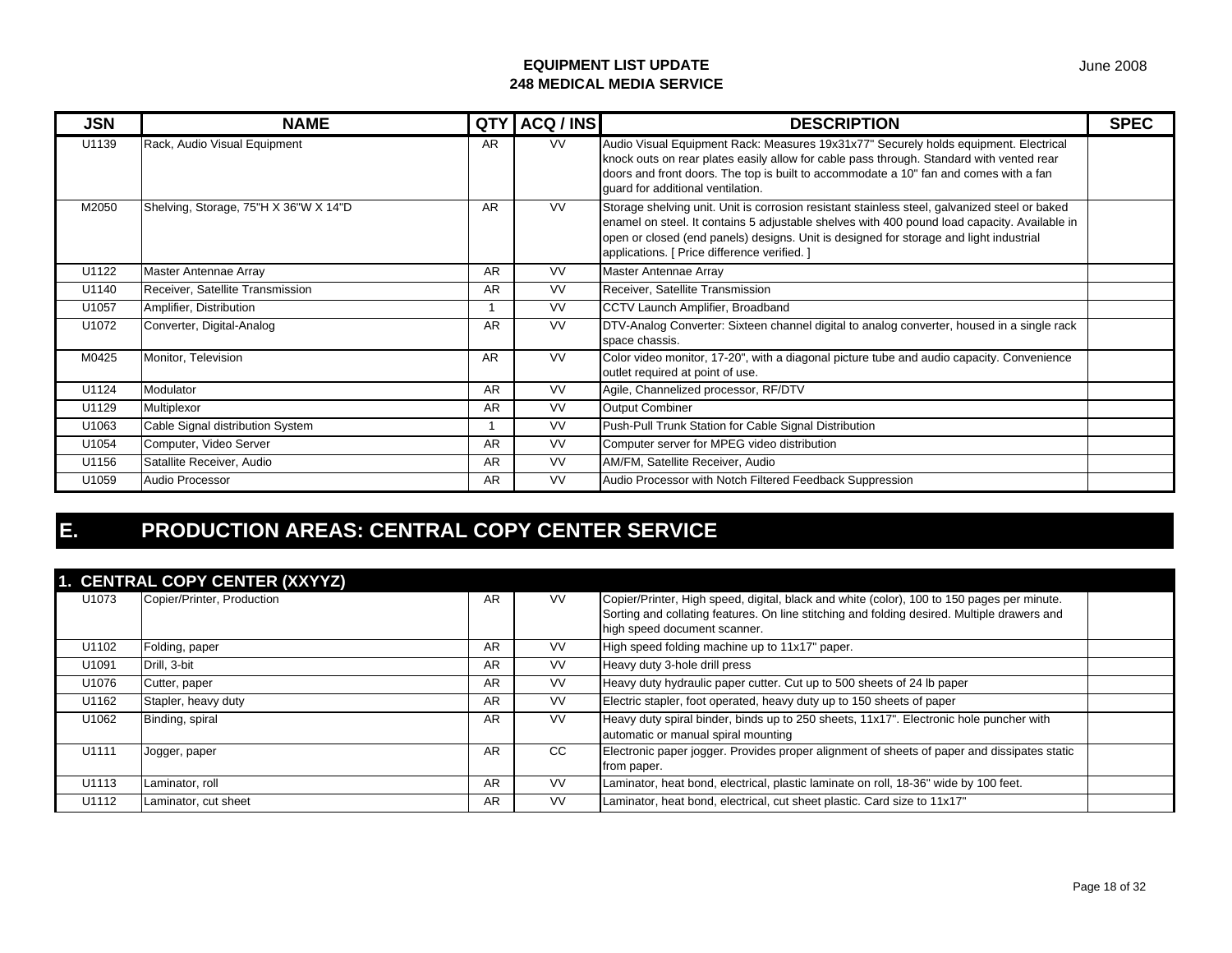| JSN | NAME | QTY | ACQ / INS | DESCRIPTION | SPEC |
|---|---|---|---|---|---|
| U1139 | Rack, Audio Visual Equipment | AR | VV | Audio Visual Equipment Rack: Measures 19x31x77" Securely holds equipment. Electrical knock outs on rear plates easily allow for cable pass through. Standard with vented rear doors and front doors. The top is built to accommodate a 10" fan and comes with a fan guard for additional ventilation. | |
| M2050 | Shelving, Storage, 75"H X 36"W X 14"D | AR | VV | Storage shelving unit. Unit is corrosion resistant stainless steel, galvanized steel or baked enamel on steel. It contains 5 adjustable shelves with 400 pound load capacity. Available in open or closed (end panels) designs. Unit is designed for storage and light industrial applications. [ Price difference verified. ] | |
| U1122 | Master Antennae Array | AR | VV | Master Antennae Array | |
| U1140 | Receiver, Satellite Transmission | AR | VV | Receiver, Satellite Transmission | |
| U1057 | Amplifier, Distribution | 1 | VV | CCTV Launch Amplifier, Broadband | |
| U1072 | Converter, Digital-Analog | AR | VV | DTV-Analog Converter: Sixteen channel digital to analog converter, housed in a single rack space chassis. | |
| M0425 | Monitor, Television | AR | VV | Color video monitor, 17-20", with a diagonal picture tube and audio capacity. Convenience outlet required at point of use. | |
| U1124 | Modulator | AR | VV | Agile, Channelized processor, RF/DTV | |
| U1129 | Multiplexor | AR | VV | Output Combiner | |
| U1063 | Cable Signal distribution System | 1 | VV | Push-Pull Trunk Station for Cable Signal Distribution | |
| U1054 | Computer, Video Server | AR | VV | Computer server for MPEG video distribution | |
| U1156 | Satallite Receiver, Audio | AR | VV | AM/FM, Satellite Receiver, Audio | |
| U1059 | Audio Processor | AR | VV | Audio Processor with Notch Filtered Feedback Suppression | |

# E. PRODUCTION AREAS: CENTRAL COPY CENTER SERVICE

## 1. CENTRAL COPY CENTER (XXYYZ)

| JSN | NAME | QTY | ACQ / INS | DESCRIPTION | SPEC |
|---|---|---|---|---|---|
| U1073 | Copier/Printer, Production | AR | VV | Copier/Printer, High speed, digital, black and white (color), 100 to 150 pages per minute. Sorting and collating features. On line stitching and folding desired. Multiple drawers and high speed document scanner. | |
| U1102 | Folding, paper | AR | VV | High speed folding machine up to 11x17" paper. | |
| U1091 | Drill, 3-bit | AR | VV | Heavy duty 3-hole drill press | |
| U1076 | Cutter, paper | AR | VV | Heavy duty hydraulic paper cutter. Cut up to 500 sheets of 24 lb paper | |
| U1162 | Stapler, heavy duty | AR | VV | Electric stapler, foot operated, heavy duty up to 150 sheets of paper | |
| U1062 | Binding, spiral | AR | VV | Heavy duty spiral binder, binds up to 250 sheets, 11x17". Electronic hole puncher with automatic or manual spiral mounting | |
| U1111 | Jogger, paper | AR | CC | Electronic paper jogger. Provides proper alignment of sheets of paper and dissipates static from paper. | |
| U1113 | Laminator, roll | AR | VV | Laminator, heat bond, electrical, plastic laminate on roll, 18-36" wide by 100 feet. | |
| U1112 | Laminator, cut sheet | AR | VV | Laminator, heat bond, electrical, cut sheet plastic. Card size to 11x17" | |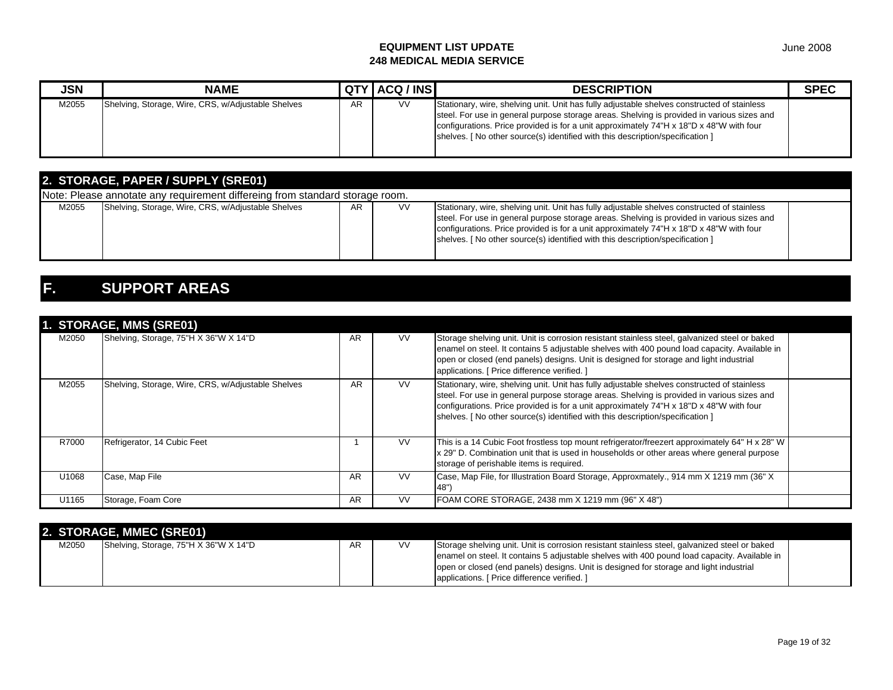**EQUIPMENT LIST UPDATE**
**248 MEDICAL MEDIA SERVICE**

June 2008

| JSN | NAME | QTY | ACQ / INS | DESCRIPTION | SPEC |
|---|---|---|---|---|---|
| M2055 | Shelving, Storage, Wire, CRS, w/Adjustable Shelves | AR | VV | Stationary, wire, shelving unit. Unit has fully adjustable shelves constructed of stainless steel. For use in general purpose storage areas. Shelving is provided in various sizes and configurations. Price provided is for a unit approximately 74"H x 18"D x 48"W with four shelves. [ No other source(s) identified with this description/specification ] | |

### 2. STORAGE, PAPER / SUPPLY (SRE01)

Note: Please annotate any requirement differeing from standard storage room.

| JSN | NAME | QTY | ACQ / INS | DESCRIPTION | SPEC |
|---|---|---|---|---|---|
| M2055 | Shelving, Storage, Wire, CRS, w/Adjustable Shelves | AR | VV | Stationary, wire, shelving unit. Unit has fully adjustable shelves constructed of stainless steel. For use in general purpose storage areas. Shelving is provided in various sizes and configurations. Price provided is for a unit approximately 74"H x 18"D x 48"W with four shelves. [ No other source(s) identified with this description/specification ] | |

## F. SUPPORT AREAS

### 1. STORAGE, MMS (SRE01)

| JSN | NAME | QTY | ACQ / INS | DESCRIPTION | SPEC |
|---|---|---|---|---|---|
| M2050 | Shelving, Storage, 75"H X 36"W X 14"D | AR | VV | Storage shelving unit. Unit is corrosion resistant stainless steel, galvanized steel or baked enamel on steel. It contains 5 adjustable shelves with 400 pound load capacity. Available in open or closed (end panels) designs. Unit is designed for storage and light industrial applications. [ Price difference verified. ] | |
| M2055 | Shelving, Storage, Wire, CRS, w/Adjustable Shelves | AR | VV | Stationary, wire, shelving unit. Unit has fully adjustable shelves constructed of stainless steel. For use in general purpose storage areas. Shelving is provided in various sizes and configurations. Price provided is for a unit approximately 74"H x 18"D x 48"W with four shelves. [ No other source(s) identified with this description/specification ] | |
| R7000 | Refrigerator, 14 Cubic Feet | 1 | VV | This is a 14 Cubic Foot frostless top mount refrigerator/freezert approximately 64" H x 28" W x 29" D. Combination unit that is used in households or other areas where general purpose storage of perishable items is required. | |
| U1068 | Case, Map File | AR | VV | Case, Map File, for Illustration Board Storage, Approxmately., 914 mm X 1219 mm (36" X 48") | |
| U1165 | Storage, Foam Core | AR | VV | FOAM CORE STORAGE, 2438 mm X 1219 mm (96" X 48") | |

### 2. STORAGE, MMEC (SRE01)

| JSN | NAME | QTY | ACQ / INS | DESCRIPTION | SPEC |
|---|---|---|---|---|---|
| M2050 | Shelving, Storage, 75"H X 36"W X 14"D | AR | VV | Storage shelving unit. Unit is corrosion resistant stainless steel, galvanized steel or baked enamel on steel. It contains 5 adjustable shelves with 400 pound load capacity. Available in open or closed (end panels) designs. Unit is designed for storage and light industrial applications. [ Price difference verified. ] | |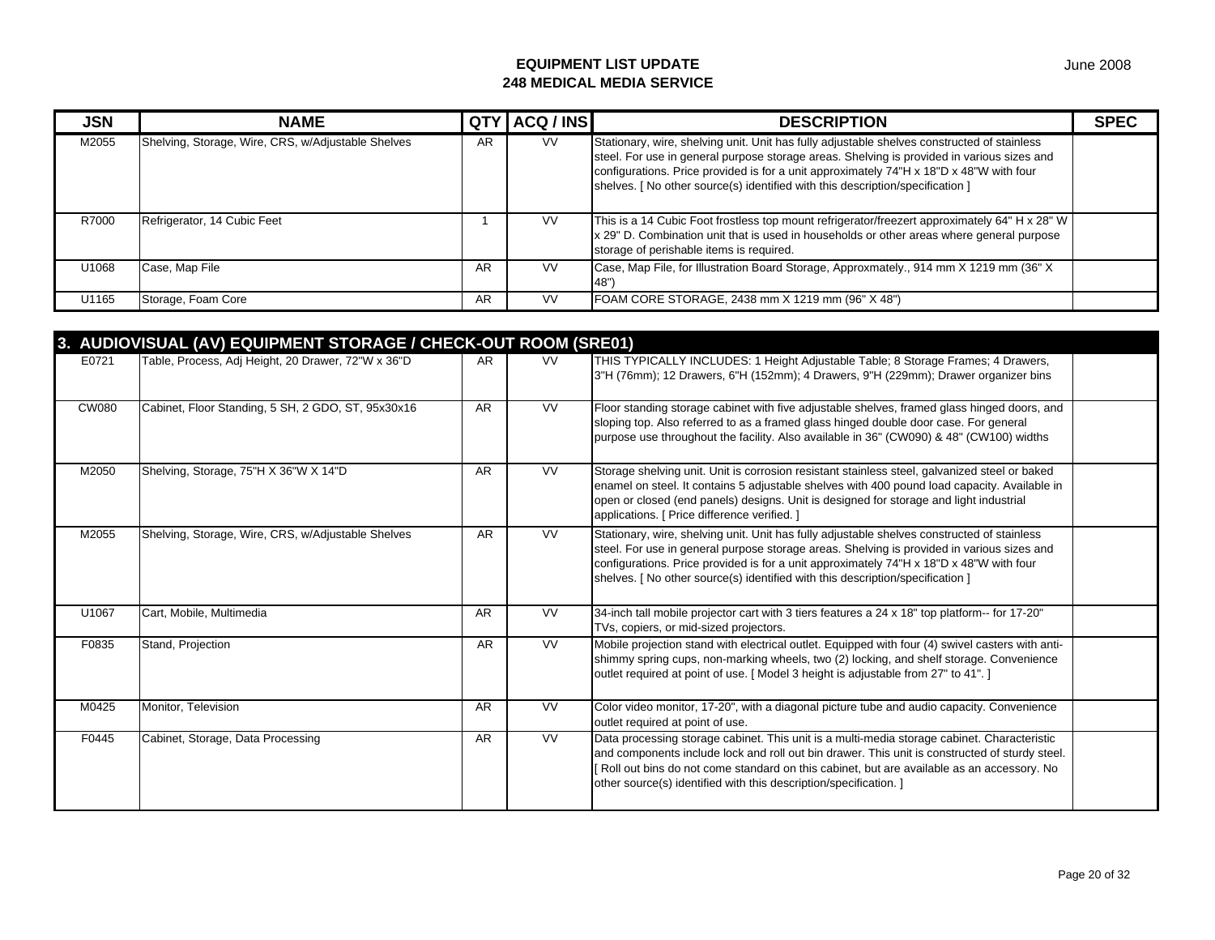**EQUIPMENT LIST UPDATE**
**248 MEDICAL MEDIA SERVICE**

June 2008

| JSN | NAME | QTY | ACQ / INS | DESCRIPTION | SPEC |
|---|---|---|---|---|---|
| M2055 | Shelving, Storage, Wire, CRS, w/Adjustable Shelves | AR | VV | Stationary, wire, shelving unit. Unit has fully adjustable shelves constructed of stainless steel. For use in general purpose storage areas. Shelving is provided in various sizes and configurations. Price provided is for a unit approximately 74"H x 18"D x 48"W with four shelves. [ No other source(s) identified with this description/specification ] | |
| R7000 | Refrigerator, 14 Cubic Feet | 1 | VV | This is a 14 Cubic Foot frostless top mount refrigerator/freezer approximately 64" H x 28" W x 29" D. Combination unit that is used in households or other areas where general purpose storage of perishable items is required. | |
| U1068 | Case, Map File | AR | VV | Case, Map File, for Illustration Board Storage, Approxmately., 914 mm X 1219 mm (36" X 48") | |
| U1165 | Storage, Foam Core | AR | VV | FOAM CORE STORAGE, 2438 mm X 1219 mm (96" X 48") | |

## 3. AUDIOVISUAL (AV) EQUIPMENT STORAGE / CHECK-OUT ROOM (SRE01)

| JSN | NAME | QTY | ACQ / INS | DESCRIPTION | SPEC |
|---|---|---|---|---|---|
| E0721 | Table, Process, Adj Height, 20 Drawer, 72"W x 36"D | AR | VV | THIS TYPICALLY INCLUDES: 1 Height Adjustable Table; 8 Storage Frames; 4 Drawers, 3"H (76mm); 12 Drawers, 6"H (152mm); 4 Drawers, 9"H (229mm); Drawer organizer bins | |
| CW080 | Cabinet, Floor Standing, 5 SH, 2 GDO, ST, 95x30x16 | AR | VV | Floor standing storage cabinet with five adjustable shelves, framed glass hinged doors, and sloping top. Also referred to as a framed glass hinged double door case. For general purpose use throughout the facility. Also available in 36" (CW090) & 48" (CW100) widths | |
| M2050 | Shelving, Storage, 75"H X 36"W X 14"D | AR | VV | Storage shelving unit. Unit is corrosion resistant stainless steel, galvanized steel or baked enamel on steel. It contains 5 adjustable shelves with 400 pound load capacity. Available in open or closed (end panels) designs. Unit is designed for storage and light industrial applications. [ Price difference verified. ] | |
| M2055 | Shelving, Storage, Wire, CRS, w/Adjustable Shelves | AR | VV | Stationary, wire, shelving unit. Unit has fully adjustable shelves constructed of stainless steel. For use in general purpose storage areas. Shelving is provided in various sizes and configurations. Price provided is for a unit approximately 74"H x 18"D x 48"W with four shelves. [ No other source(s) identified with this description/specification ] | |
| U1067 | Cart, Mobile, Multimedia | AR | VV | 34-inch tall mobile projector cart with 3 tiers features a 24 x 18" top platform-- for 17-20" TVs, copiers, or mid-sized projectors. | |
| F0835 | Stand, Projection | AR | VV | Mobile projection stand with electrical outlet. Equipped with four (4) swivel casters with anti-shimmy spring cups, non-marking wheels, two (2) locking, and shelf storage. Convenience outlet required at point of use. [ Model 3 height is adjustable from 27" to 41". ] | |
| M0425 | Monitor, Television | AR | VV | Color video monitor, 17-20", with a diagonal picture tube and audio capacity. Convenience outlet required at point of use. | |
| F0445 | Cabinet, Storage, Data Processing | AR | VV | Data processing storage cabinet. This unit is a multi-media storage cabinet. Characteristic and components include lock and roll out bin drawer. This unit is constructed of sturdy steel. [ Roll out bins do not come standard on this cabinet, but are available as an accessory. No other source(s) identified with this description/specification. ] | |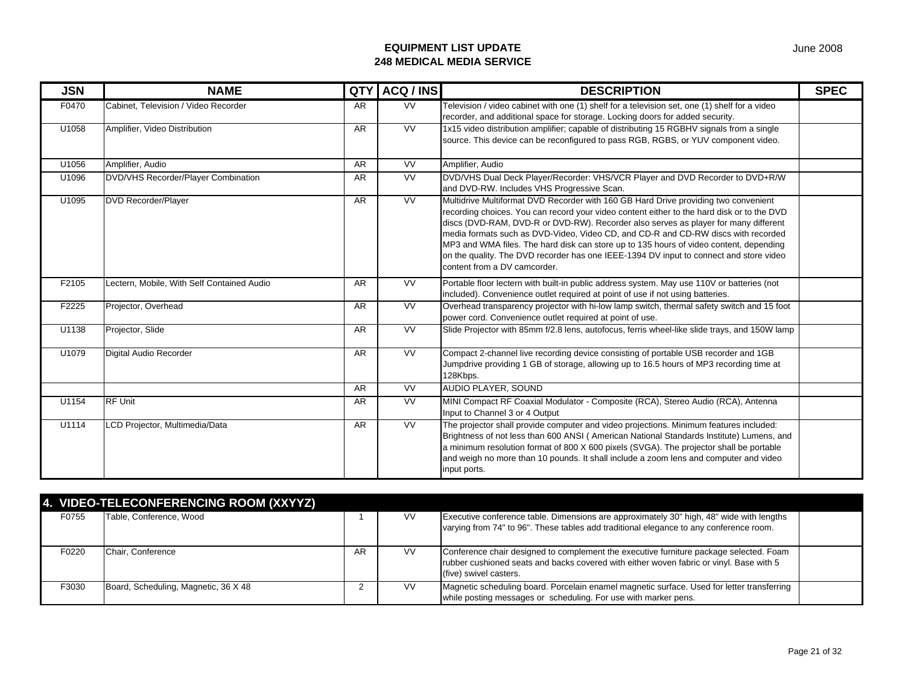# EQUIPMENT LIST UPDATE
## 248 MEDICAL MEDIA SERVICE

June 2008

| JSN | NAME | QTY | ACQ / INS | DESCRIPTION | SPEC |
|---|---|---|---|---|---|
| F0470 | Cabinet, Television / Video Recorder | AR | VV | Television / video cabinet with one (1) shelf for a television set, one (1) shelf for a video recorder, and additional space for storage. Locking doors for added security. | |
| U1058 | Amplifier, Video Distribution | AR | VV | 1x15 video distribution amplifier; capable of distributing 15 RGBHV signals from a single source. This device can be reconfigured to pass RGB, RGBS, or YUV component video. | |
| U1056 | Amplifier, Audio | AR | VV | Amplifier, Audio | |
| U1096 | DVD/VHS Recorder/Player Combination | AR | VV | DVD/VHS Dual Deck Player/Recorder: VHS/VCR Player and DVD Recorder to DVD+R/W and DVD-RW. Includes VHS Progressive Scan. | |
| U1095 | DVD Recorder/Player | AR | VV | Multidrive Multiformat DVD Recorder with 160 GB Hard Drive providing two convenient recording choices. You can record your video content either to the hard disk or to the DVD discs (DVD-RAM, DVD-R or DVD-RW). Recorder also serves as player for many different media formats such as DVD-Video, Video CD, and CD-R and CD-RW discs with recorded MP3 and WMA files. The hard disk can store up to 135 hours of video content, depending on the quality. The DVD recorder has one IEEE-1394 DV input to connect and store video content from a DV camcorder. | |
| F2105 | Lectern, Mobile, With Self Contained Audio | AR | VV | Portable floor lectern with built-in public address system. May use 110V or batteries (not included). Convenience outlet required at point of use if not using batteries. | |
| F2225 | Projector, Overhead | AR | VV | Overhead transparency projector with hi-low lamp switch, thermal safety switch and 15 foot power cord. Convenience outlet required at point of use. | |
| U1138 | Projector, Slide | AR | VV | Slide Projector with 85mm f/2.8 lens, autofocus, ferris wheel-like slide trays, and 150W lamp | |
| U1079 | Digital Audio Recorder | AR | VV | Compact 2-channel live recording device consisting of portable USB recorder and 1GB Jumpdrive providing 1 GB of storage, allowing up to 16.5 hours of MP3 recording time at 128Kbps. | |
| | | AR | VV | AUDIO PLAYER, SOUND | |
| U1154 | RF Unit | AR | VV | MINI Compact RF Coaxial Modulator - Composite (RCA), Stereo Audio (RCA), Antenna Input to Channel 3 or 4 Output | |
| U1114 | LCD Projector, Multimedia/Data | AR | VV | The projector shall provide computer and video projections. Minimum features included: Brightness of not less than 600 ANSI ( American National Standards Institute) Lumens, and a minimum resolution format of 800 X 600 pixels (SVGA). The projector shall be portable and weigh no more than 10 pounds. It shall include a zoom lens and computer and video input ports. | |

## 4. VIDEO-TELECONFERENCING ROOM (XXYYZ)

| JSN | NAME | QTY | ACQ / INS | DESCRIPTION | SPEC |
|---|---|---|---|---|---|
| F0755 | Table, Conference, Wood | 1 | VV | Executive conference table. Dimensions are approximately 30" high, 48" wide with lengths varying from 74" to 96". These tables add traditional elegance to any conference room. | |
| F0220 | Chair, Conference | AR | VV | Conference chair designed to complement the executive furniture package selected. Foam rubber cushioned seats and backs covered with either woven fabric or vinyl. Base with 5 (five) swivel casters. | |
| F3030 | Board, Scheduling, Magnetic, 36 X 48 | 2 | VV | Magnetic scheduling board. Porcelain enamel magnetic surface. Used for letter transferring while posting messages or scheduling. For use with marker pens. | |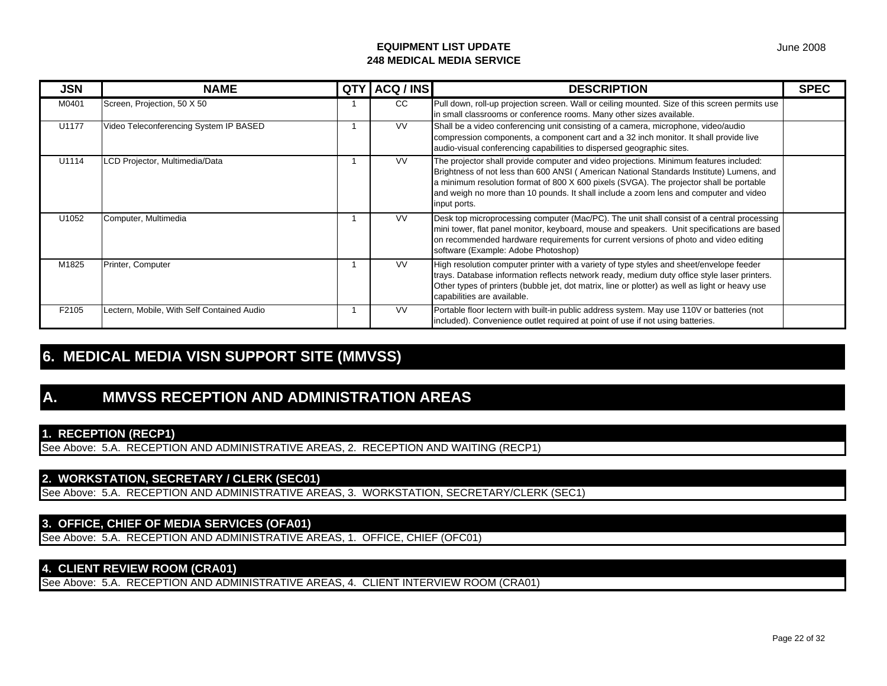| JSN | NAME | QTY | ACQ / INS | DESCRIPTION | SPEC |
|---|---|---|---|---|---|
| M0401 | Screen, Projection, 50 X 50 | 1 | CC | Pull down, roll-up projection screen. Wall or ceiling mounted. Size of this screen permits use in small classrooms or conference rooms. Many other sizes available. | |
| U1177 | Video Teleconferencing System IP BASED | 1 | VV | Shall be a video conferencing unit consisting of a camera, microphone, video/audio compression components, a component cart and a 32 inch monitor. It shall provide live audio-visual conferencing capabilities to dispersed geographic sites. | |
| U1114 | LCD Projector, Multimedia/Data | 1 | VV | The projector shall provide computer and video projections. Minimum features included: Brightness of not less than 600 ANSI ( American National Standards Institute) Lumens, and a minimum resolution format of 800 X 600 pixels (SVGA). The projector shall be portable and weigh no more than 10 pounds. It shall include a zoom lens and computer and video input ports. | |
| U1052 | Computer, Multimedia | 1 | VV | Desk top microprocessing computer (Mac/PC). The unit shall consist of a central processing mini tower, flat panel monitor, keyboard, mouse and speakers. Unit specifications are based on recommended hardware requirements for current versions of photo and video editing software (Example: Adobe Photoshop) | |
| M1825 | Printer, Computer | 1 | VV | High resolution computer printer with a variety of type styles and sheet/envelope feeder trays. Database information reflects network ready, medium duty office style laser printers. Other types of printers (bubble jet, dot matrix, line or plotter) as well as light or heavy use capabilities are available. | |
| F2105 | Lectern, Mobile, With Self Contained Audio | 1 | VV | Portable floor lectern with built-in public address system. May use 110V or batteries (not included). Convenience outlet required at point of use if not using batteries. | |

# 6. MEDICAL MEDIA VISN SUPPORT SITE (MMVSS)

## A. MMVSS RECEPTION AND ADMINISTRATION AREAS

### 1. RECEPTION (RECP1)

See Above: 5.A. RECEPTION AND ADMINISTRATIVE AREAS, 2. RECEPTION AND WAITING (RECP1)

### 2. WORKSTATION, SECRETARY / CLERK (SEC01)

See Above: 5.A. RECEPTION AND ADMINISTRATIVE AREAS, 3. WORKSTATION, SECRETARY/CLERK (SEC1)

### 3. OFFICE, CHIEF OF MEDIA SERVICES (OFA01)

See Above: 5.A. RECEPTION AND ADMINISTRATIVE AREAS, 1. OFFICE, CHIEF (OFC01)

### 4. CLIENT REVIEW ROOM (CRA01)

See Above: 5.A. RECEPTION AND ADMINISTRATIVE AREAS, 4. CLIENT INTERVIEW ROOM (CRA01)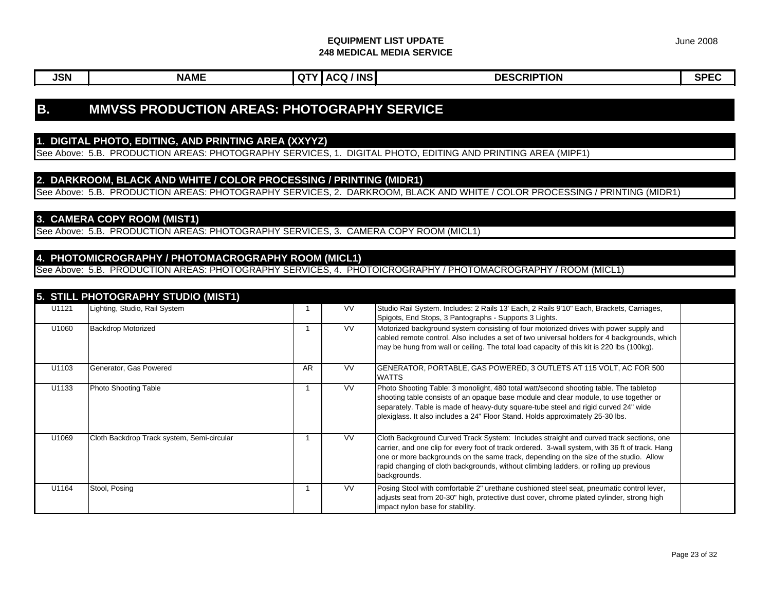**EQUIPMENT LIST UPDATE**
**248 MEDICAL MEDIA SERVICE**

June 2008

| JSN | NAME | QTY | ACQ / INS | DESCRIPTION | SPEC |
|---|---|---|---|---|---|

## B. MMVSS PRODUCTION AREAS: PHOTOGRAPHY SERVICE

### 1. DIGITAL PHOTO, EDITING, AND PRINTING AREA (XXYYZ)

See Above: 5.B. PRODUCTION AREAS: PHOTOGRAPHY SERVICES, 1. DIGITAL PHOTO, EDITING AND PRINTING AREA (MIPF1)

### 2. DARKROOM, BLACK AND WHITE / COLOR PROCESSING / PRINTING (MIDR1)

See Above: 5.B. PRODUCTION AREAS: PHOTOGRAPHY SERVICES, 2. DARKROOM, BLACK AND WHITE / COLOR PROCESSING / PRINTING (MIDR1)

### 3. CAMERA COPY ROOM (MIST1)

See Above: 5.B. PRODUCTION AREAS: PHOTOGRAPHY SERVICES, 3. CAMERA COPY ROOM (MICL1)

### 4. PHOTOMICROGRAPHY / PHOTOMACROGRAPHY ROOM (MICL1)

See Above: 5.B. PRODUCTION AREAS: PHOTOGRAPHY SERVICES, 4. PHOTOICROGRAPHY / PHOTOMACROGRAPHY / ROOM (MICL1)

### 5. STILL PHOTOGRAPHY STUDIO (MIST1)

| JSN | NAME | QTY | ACQ / INS | DESCRIPTION | SPEC |
|---|---|---|---|---|---|
| U1121 | Lighting, Studio, Rail System | 1 | VV | Studio Rail System. Includes: 2 Rails 13' Each, 2 Rails 9'10" Each, Brackets, Carriages, Spigots, End Stops, 3 Pantographs - Supports 3 Lights. | |
| U1060 | Backdrop Motorized | 1 | VV | Motorized background system consisting of four motorized drives with power supply and cabled remote control. Also includes a set of two universal holders for 4 backgrounds, which may be hung from wall or ceiling. The total load capacity of this kit is 220 lbs (100kg). | |
| U1103 | Generator, Gas Powered | AR | VV | GENERATOR, PORTABLE, GAS POWERED, 3 OUTLETS AT 115 VOLT, AC FOR 500 WATTS | |
| U1133 | Photo Shooting Table | 1 | VV | Photo Shooting Table: 3 monolight, 480 total watt/second shooting table. The tabletop shooting table consists of an opaque base module and clear module, to use together or separately. Table is made of heavy-duty square-tube steel and rigid curved 24" wide plexiglass. It also includes a 24" Floor Stand. Holds approximately 25-30 lbs. | |
| U1069 | Cloth Backdrop Track system, Semi-circular | 1 | VV | Cloth Background Curved Track System: Includes straight and curved track sections, one carrier, and one clip for every foot of track ordered. 3-wall system, with 36 ft of track. Hang one or more backgrounds on the same track, depending on the size of the studio. Allow rapid changing of cloth backgrounds, without climbing ladders, or rolling up previous backgrounds. | |
| U1164 | Stool, Posing | 1 | VV | Posing Stool with comfortable 2" urethane cushioned steel seat, pneumatic control lever, adjusts seat from 20-30" high, protective dust cover, chrome plated cylinder, strong high impact nylon base for stability. | |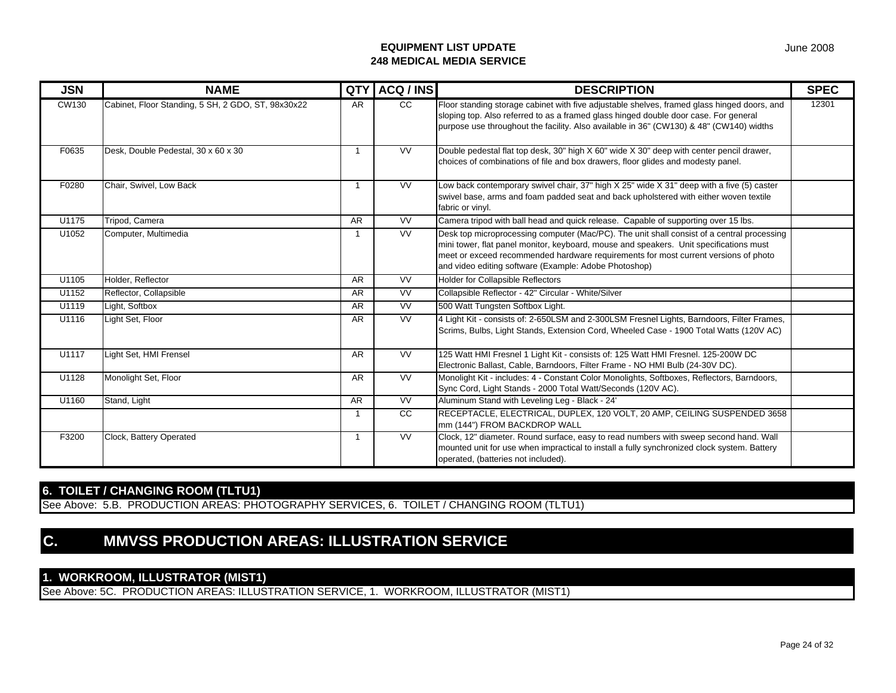# EQUIPMENT LIST UPDATE
# 248 MEDICAL MEDIA SERVICE

June 2008

| JSN | NAME | QTY | ACQ / INS | DESCRIPTION | SPEC |
|---|---|---|---|---|---|
| CW130 | Cabinet, Floor Standing, 5 SH, 2 GDO, ST, 98x30x22 | AR | CC | Floor standing storage cabinet with five adjustable shelves, framed glass hinged doors, and sloping top. Also referred to as a framed glass hinged double door case. For general purpose use throughout the facility. Also available in 36" (CW130) & 48" (CW140) widths | 12301 |
| F0635 | Desk, Double Pedestal, 30 x 60 x 30 | 1 | VV | Double pedestal flat top desk, 30" high X 60" wide X 30" deep with center pencil drawer, choices of combinations of file and box drawers, floor glides and modesty panel. | |
| F0280 | Chair, Swivel, Low Back | 1 | VV | Low back contemporary swivel chair, 37" high X 25" wide X 31" deep with a five (5) caster swivel base, arms and foam padded seat and back upholstered with either woven textile fabric or vinyl. | |
| U1175 | Tripod, Camera | AR | VV | Camera tripod with ball head and quick release. Capable of supporting over 15 lbs. | |
| U1052 | Computer, Multimedia | 1 | VV | Desk top microprocessing computer (Mac/PC). The unit shall consist of a central processing mini tower, flat panel monitor, keyboard, mouse and speakers. Unit specifications must meet or exceed recommended hardware requirements for most current versions of photo and video editing software (Example: Adobe Photoshop) | |
| U1105 | Holder, Reflector | AR | VV | Holder for Collapsible Reflectors | |
| U1152 | Reflector, Collapsible | AR | VV | Collapsible Reflector - 42" Circular - White/Silver | |
| U1119 | Light, Softbox | AR | VV | 500 Watt Tungsten Softbox Light. | |
| U1116 | Light Set, Floor | AR | VV | 4 Light Kit - consists of: 2-650LSM and 2-300LSM Fresnel Lights, Barndoors, Filter Frames, Scrims, Bulbs, Light Stands, Extension Cord, Wheeled Case - 1900 Total Watts (120V AC) | |
| U1117 | Light Set, HMI Frensel | AR | VV | 125 Watt HMI Fresnel 1 Light Kit - consists of: 125 Watt HMI Fresnel. 125-200W DC Electronic Ballast, Cable, Barndoors, Filter Frame - NO HMI Bulb (24-30V DC). | |
| U1128 | Monolight Set, Floor | AR | VV | Monolight Kit - includes: 4 - Constant Color Monolights, Softboxes, Reflectors, Barndoors, Sync Cord, Light Stands - 2000 Total Watt/Seconds (120V AC). | |
| U1160 | Stand, Light | AR | VV | Aluminum Stand with Leveling Leg - Black - 24' | |
| | | 1 | CC | RECEPTACLE, ELECTRICAL, DUPLEX, 120 VOLT, 20 AMP, CEILING SUSPENDED 3658 mm (144") FROM BACKDROP WALL | |
| F3200 | Clock, Battery Operated | 1 | VV | Clock, 12" diameter. Round surface, easy to read numbers with sweep second hand. Wall mounted unit for use when impractical to install a fully synchronized clock system. Battery operated, (batteries not included). | |

### 6. TOILET / CHANGING ROOM (TLTU1)

See Above: 5.B. PRODUCTION AREAS: PHOTOGRAPHY SERVICES, 6. TOILET / CHANGING ROOM (TLTU1)

## C. MMVSS PRODUCTION AREAS: ILLUSTRATION SERVICE

### 1. WORKROOM, ILLUSTRATOR (MIST1)

See Above: 5C. PRODUCTION AREAS: ILLUSTRATION SERVICE, 1. WORKROOM, ILLUSTRATOR (MIST1)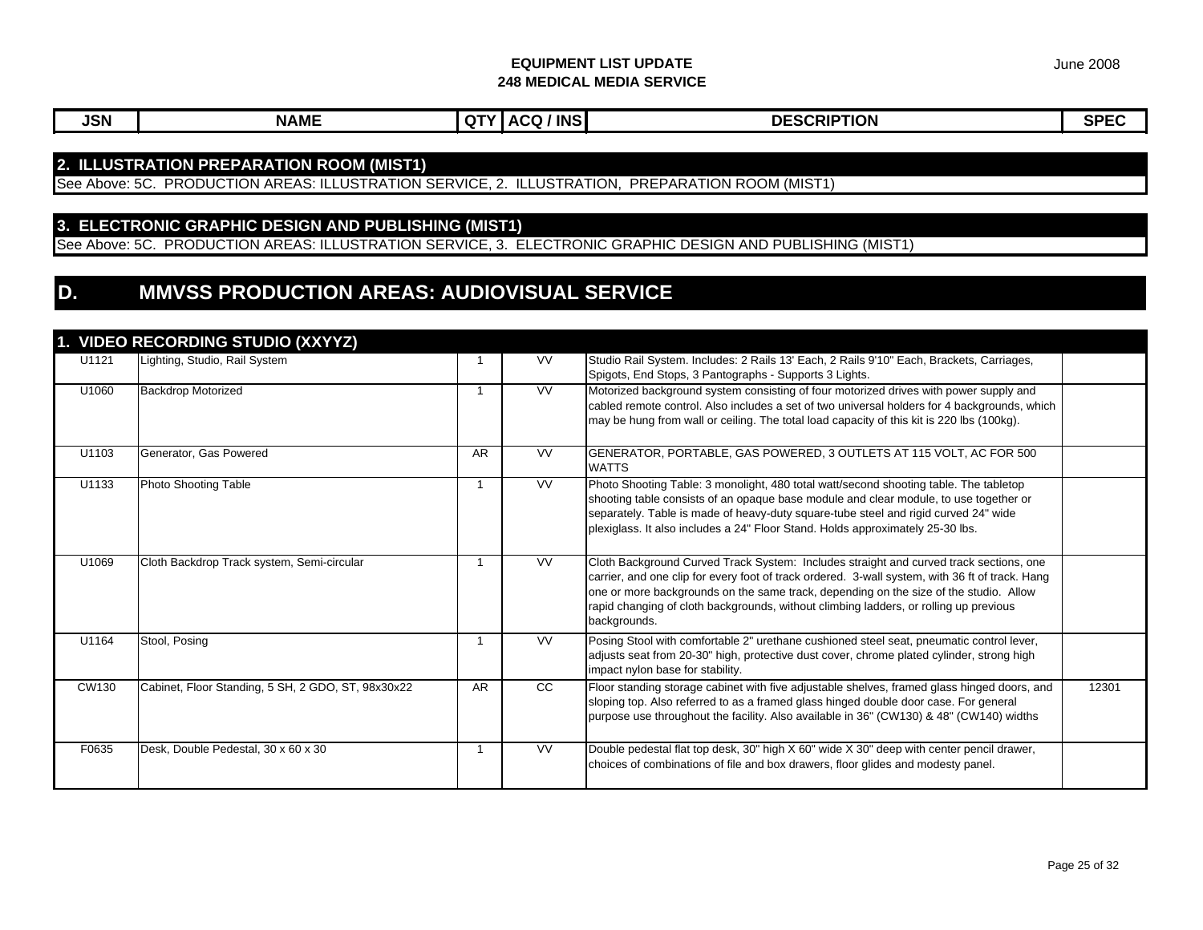## 2. ILLUSTRATION PREPARATION ROOM (MIST1)

See Above: 5C. PRODUCTION AREAS: ILLUSTRATION SERVICE, 2. ILLUSTRATION, PREPARATION ROOM (MIST1)

## 3. ELECTRONIC GRAPHIC DESIGN AND PUBLISHING (MIST1)

See Above: 5C. PRODUCTION AREAS: ILLUSTRATION SERVICE, 3. ELECTRONIC GRAPHIC DESIGN AND PUBLISHING (MIST1)

# D. MMVSS PRODUCTION AREAS: AUDIOVISUAL SERVICE

## 1. VIDEO RECORDING STUDIO (XXYYZ)

| JSN | NAME | QTY | ACQ / INS | DESCRIPTION | SPEC |
|---|---|---|---|---|---|
| U1121 | Lighting, Studio, Rail System | 1 | VV | Studio Rail System. Includes: 2 Rails 13' Each, 2 Rails 9'10" Each, Brackets, Carriages, Spigots, End Stops, 3 Pantographs - Supports 3 Lights. | |
| U1060 | Backdrop Motorized | 1 | VV | Motorized background system consisting of four motorized drives with power supply and cabled remote control. Also includes a set of two universal holders for 4 backgrounds, which may be hung from wall or ceiling. The total load capacity of this kit is 220 lbs (100kg). | |
| U1103 | Generator, Gas Powered | AR | VV | GENERATOR, PORTABLE, GAS POWERED, 3 OUTLETS AT 115 VOLT, AC FOR 500 WATTS | |
| U1133 | Photo Shooting Table | 1 | VV | Photo Shooting Table: 3 monolight, 480 total watt/second shooting table. The tabletop shooting table consists of an opaque base module and clear module, to use together or separately. Table is made of heavy-duty square-tube steel and rigid curved 24" wide plexiglass. It also includes a 24" Floor Stand. Holds approximately 25-30 lbs. | |
| U1069 | Cloth Backdrop Track system, Semi-circular | 1 | VV | Cloth Background Curved Track System: Includes straight and curved track sections, one carrier, and one clip for every foot of track ordered. 3-wall system, with 36 ft of track. Hang one or more backgrounds on the same track, depending on the size of the studio. Allow rapid changing of cloth backgrounds, without climbing ladders, or rolling up previous backgrounds. | |
| U1164 | Stool, Posing | 1 | VV | Posing Stool with comfortable 2" urethane cushioned steel seat, pneumatic control lever, adjusts seat from 20-30" high, protective dust cover, chrome plated cylinder, strong high impact nylon base for stability. | |
| CW130 | Cabinet, Floor Standing, 5 SH, 2 GDO, ST, 98x30x22 | AR | CC | Floor standing storage cabinet with five adjustable shelves, framed glass hinged doors, and sloping top. Also referred to as a framed glass hinged double door case. For general purpose use throughout the facility. Also available in 36" (CW130) & 48" (CW140) widths | 12301 |
| F0635 | Desk, Double Pedestal, 30 x 60 x 30 | 1 | VV | Double pedestal flat top desk, 30" high X 60" wide X 30" deep with center pencil drawer, choices of combinations of file and box drawers, floor glides and modesty panel. | |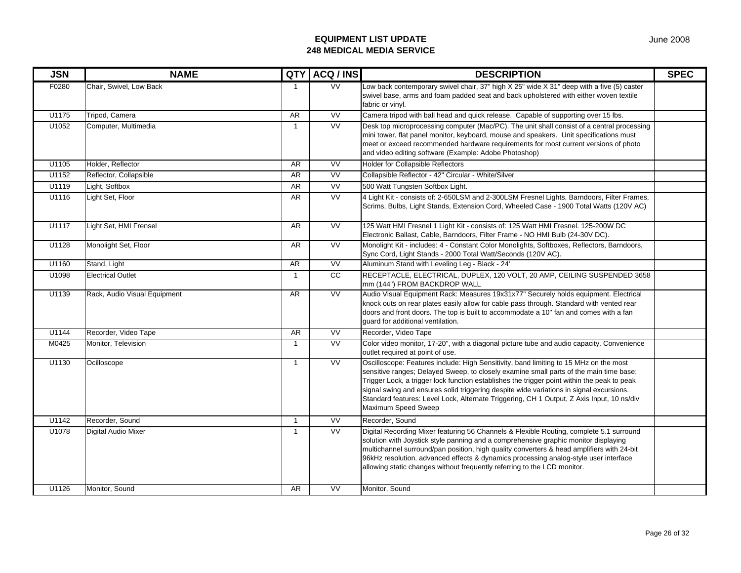**EQUIPMENT LIST UPDATE**
**248 MEDICAL MEDIA SERVICE**

June 2008

| JSN | NAME | QTY | ACQ / INS | DESCRIPTION | SPEC |
|---|---|---|---|---|---|
| F0280 | Chair, Swivel, Low Back | 1 | VV | Low back contemporary swivel chair, 37" high X 25" wide X 31" deep with a five (5) caster swivel base, arms and foam padded seat and back upholstered with either woven textile fabric or vinyl. | |
| U1175 | Tripod, Camera | AR | VV | Camera tripod with ball head and quick release. Capable of supporting over 15 lbs. | |
| U1052 | Computer, Multimedia | 1 | VV | Desk top microprocessing computer (Mac/PC). The unit shall consist of a central processing mini tower, flat panel monitor, keyboard, mouse and speakers. Unit specifications must meet or exceed recommended hardware requirements for most current versions of photo and video editing software (Example: Adobe Photoshop) | |
| U1105 | Holder, Reflector | AR | VV | Holder for Collapsible Reflectors | |
| U1152 | Reflector, Collapsible | AR | VV | Collapsible Reflector - 42" Circular - White/Silver | |
| U1119 | Light, Softbox | AR | VV | 500 Watt Tungsten Softbox Light. | |
| U1116 | Light Set, Floor | AR | VV | 4 Light Kit - consists of: 2-650LSM and 2-300LSM Fresnel Lights, Barndoors, Filter Frames, Scrims, Bulbs, Light Stands, Extension Cord, Wheeled Case - 1900 Total Watts (120V AC) | |
| U1117 | Light Set, HMI Frensel | AR | VV | 125 Watt HMI Fresnel 1 Light Kit - consists of: 125 Watt HMI Fresnel. 125-200W DC Electronic Ballast, Cable, Barndoors, Filter Frame - NO HMI Bulb (24-30V DC). | |
| U1128 | Monolight Set, Floor | AR | VV | Monolight Kit - includes: 4 - Constant Color Monolights, Softboxes, Reflectors, Barndoors, Sync Cord, Light Stands - 2000 Total Watt/Seconds (120V AC). | |
| U1160 | Stand, Light | AR | VV | Aluminum Stand with Leveling Leg - Black - 24' | |
| U1098 | Electrical Outlet | 1 | CC | RECEPTACLE, ELECTRICAL, DUPLEX, 120 VOLT, 20 AMP, CEILING SUSPENDED 3658 mm (144") FROM BACKDROP WALL | |
| U1139 | Rack, Audio Visual Equipment | AR | VV | Audio Visual Equipment Rack: Measures 19x31x77" Securely holds equipment. Electrical knock outs on rear plates easily allow for cable pass through. Standard with vented rear doors and front doors. The top is built to accommodate a 10" fan and comes with a fan guard for additional ventilation. | |
| U1144 | Recorder, Video Tape | AR | VV | Recorder, Video Tape | |
| M0425 | Monitor, Television | 1 | VV | Color video monitor, 17-20", with a diagonal picture tube and audio capacity. Convenience outlet required at point of use. | |
| U1130 | Ocilloscope | 1 | VV | Oscilloscope: Features include: High Sensitivity, band limiting to 15 MHz on the most sensitive ranges; Delayed Sweep, to closely examine small parts of the main time base; Trigger Lock, a trigger lock function establishes the trigger point within the peak to peak signal swing and ensures solid triggering despite wide variations in signal excursions. Standard features: Level Lock, Alternate Triggering, CH 1 Output, Z Axis Input, 10 ns/div Maximum Speed Sweep | |
| U1142 | Recorder, Sound | 1 | VV | Recorder, Sound | |
| U1078 | Digital Audio Mixer | 1 | VV | Digital Recording Mixer featuring 56 Channels & Flexible Routing, complete 5.1 surround solution with Joystick style panning and a comprehensive graphic monitor displaying multichannel surround/pan position, high quality converters & head amplifiers with 24-bit 96kHz resolution. advanced effects & dynamics processing analog-style user interface allowing static changes without frequently referring to the LCD monitor. | |
| U1126 | Monitor, Sound | AR | VV | Monitor, Sound | |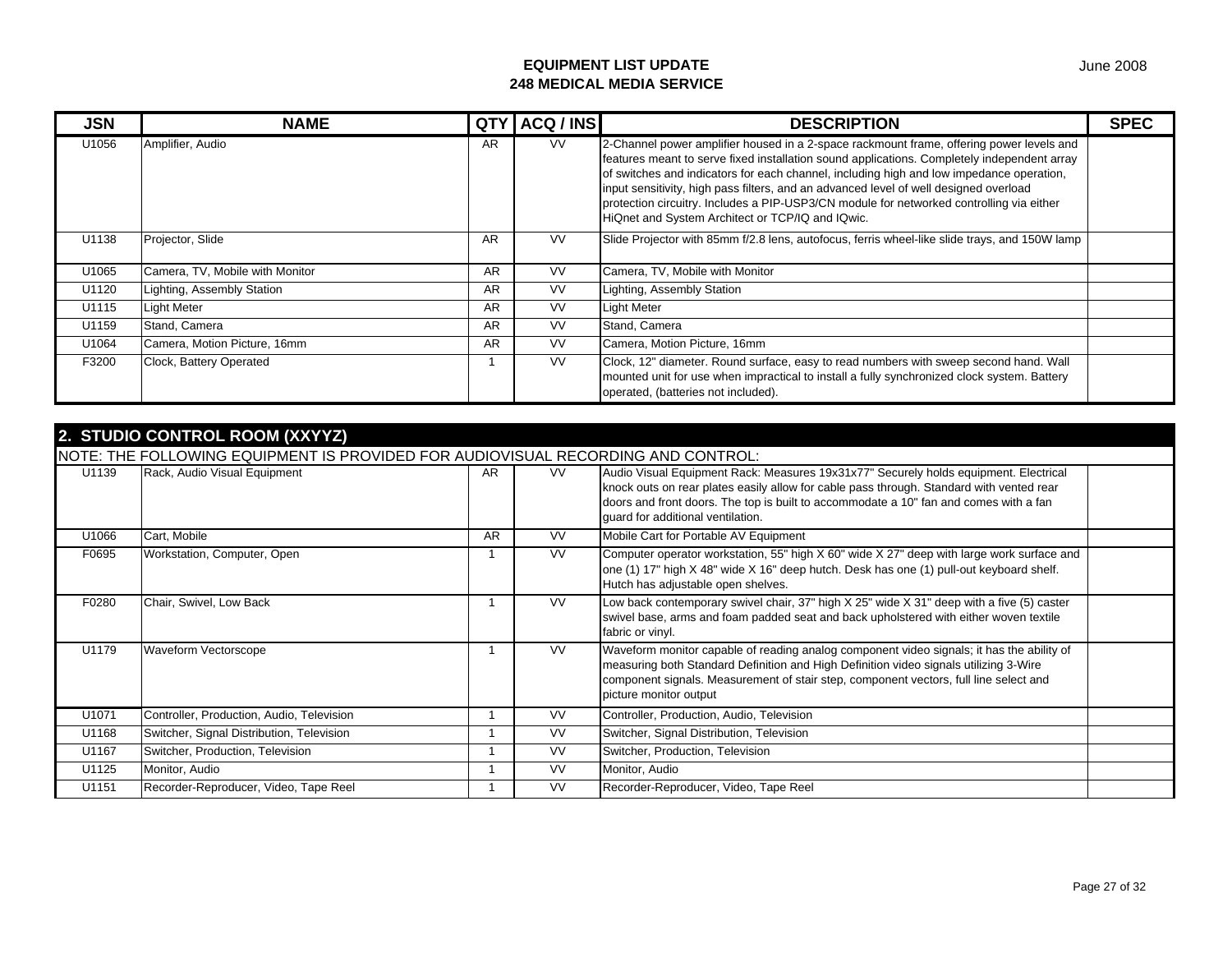**EQUIPMENT LIST UPDATE**
**248 MEDICAL MEDIA SERVICE**

June 2008

| JSN | NAME | QTY | ACQ / INS | DESCRIPTION | SPEC |
|---|---|---|---|---|---|
| U1056 | Amplifier, Audio | AR | VV | 2-Channel power amplifier housed in a 2-space rackmount frame, offering power levels and features meant to serve fixed installation sound applications. Completely independent array of switches and indicators for each channel, including high and low impedance operation, input sensitivity, high pass filters, and an advanced level of well designed overload protection circuitry. Includes a PIP-USP3/CN module for networked controlling via either HiQnet and System Architect or TCP/IQ and IQwic. | |
| U1138 | Projector, Slide | AR | VV | Slide Projector with 85mm f/2.8 lens, autofocus, ferris wheel-like slide trays, and 150W lamp | |
| U1065 | Camera, TV, Mobile with Monitor | AR | VV | Camera, TV, Mobile with Monitor | |
| U1120 | Lighting, Assembly Station | AR | VV | Lighting, Assembly Station | |
| U1115 | Light Meter | AR | VV | Light Meter | |
| U1159 | Stand, Camera | AR | VV | Stand, Camera | |
| U1064 | Camera, Motion Picture, 16mm | AR | VV | Camera, Motion Picture, 16mm | |
| F3200 | Clock, Battery Operated | 1 | VV | Clock, 12" diameter. Round surface, easy to read numbers with sweep second hand. Wall mounted unit for use when impractical to install a fully synchronized clock system. Battery operated, (batteries not included). | |

## 2. STUDIO CONTROL ROOM (XXYYZ)

NOTE: THE FOLLOWING EQUIPMENT IS PROVIDED FOR AUDIOVISUAL RECORDING AND CONTROL:

| JSN | NAME | QTY | ACQ / INS | DESCRIPTION | SPEC |
|---|---|---|---|---|---|
| U1139 | Rack, Audio Visual Equipment | AR | VV | Audio Visual Equipment Rack: Measures 19x31x77" Securely holds equipment. Electrical knock outs on rear plates easily allow for cable pass through. Standard with vented rear doors and front doors. The top is built to accommodate a 10" fan and comes with a fan guard for additional ventilation. | |
| U1066 | Cart, Mobile | AR | VV | Mobile Cart for Portable AV Equipment | |
| F0695 | Workstation, Computer, Open | 1 | VV | Computer operator workstation, 55" high X 60" wide X 27" deep with large work surface and one (1) 17" high X 48" wide X 16" deep hutch. Desk has one (1) pull-out keyboard shelf. Hutch has adjustable open shelves. | |
| F0280 | Chair, Swivel, Low Back | 1 | VV | Low back contemporary swivel chair, 37" high X 25" wide X 31" deep with a five (5) caster swivel base, arms and foam padded seat and back upholstered with either woven textile fabric or vinyl. | |
| U1179 | Waveform Vectorscope | 1 | VV | Waveform monitor capable of reading analog component video signals; it has the ability of measuring both Standard Definition and High Definition video signals utilizing 3-Wire component signals. Measurement of stair step, component vectors, full line select and picture monitor output | |
| U1071 | Controller, Production, Audio, Television | 1 | VV | Controller, Production, Audio, Television | |
| U1168 | Switcher, Signal Distribution, Television | 1 | VV | Switcher, Signal Distribution, Television | |
| U1167 | Switcher, Production, Television | 1 | VV | Switcher, Production, Television | |
| U1125 | Monitor, Audio | 1 | VV | Monitor, Audio | |
| U1151 | Recorder-Reproducer, Video, Tape Reel | 1 | VV | Recorder-Reproducer, Video, Tape Reel | |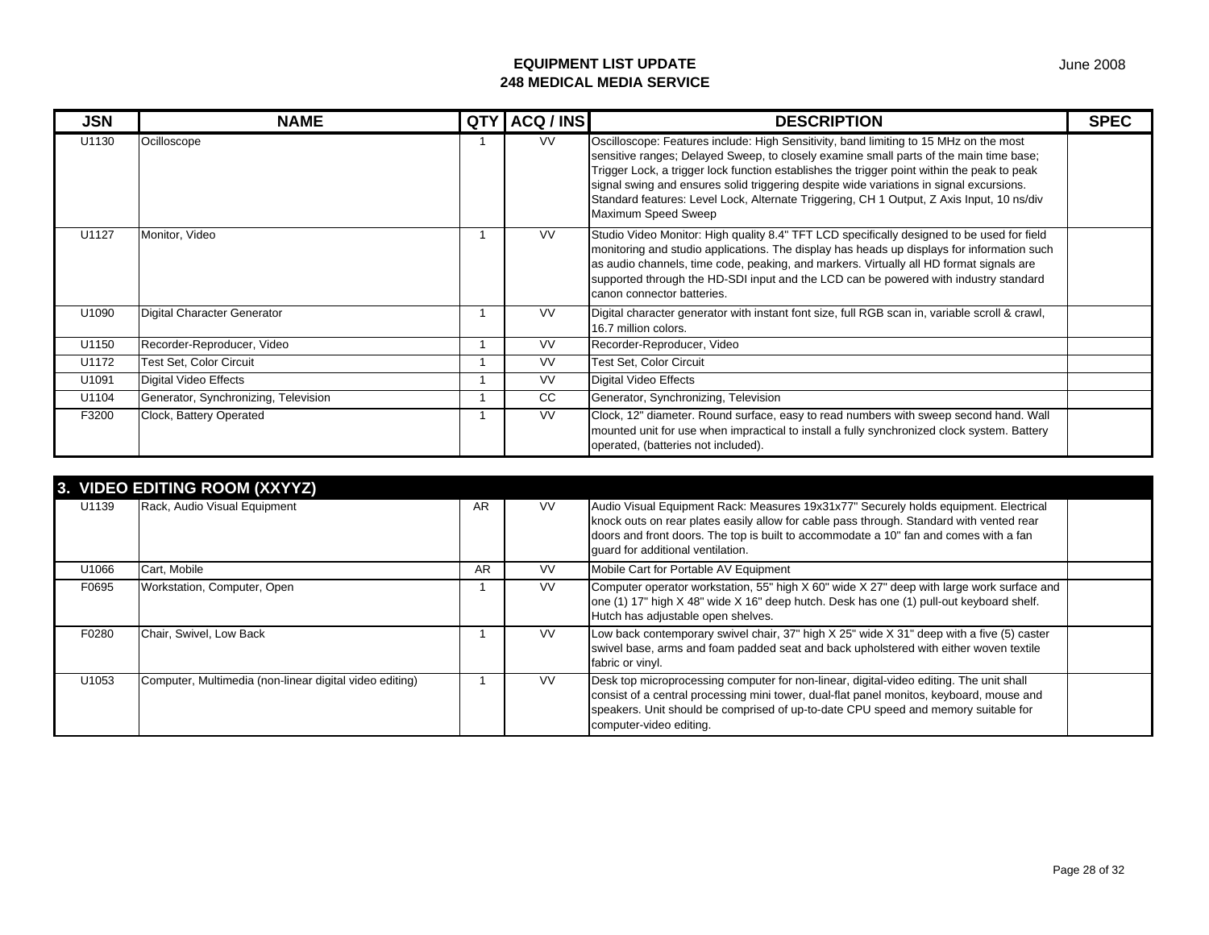| JSN | NAME | QTY | ACQ / INS | DESCRIPTION | SPEC |
|---|---|---|---|---|---|
| U1130 | Ocilloscope | 1 | VV | Oscilloscope: Features include: High Sensitivity, band limiting to 15 MHz on the most sensitive ranges; Delayed Sweep, to closely examine small parts of the main time base; Trigger Lock, a trigger lock function establishes the trigger point within the peak to peak signal swing and ensures solid triggering despite wide variations in signal excursions. Standard features: Level Lock, Alternate Triggering, CH 1 Output, Z Axis Input, 10 ns/div Maximum Speed Sweep | |
| U1127 | Monitor, Video | 1 | VV | Studio Video Monitor: High quality 8.4" TFT LCD specifically designed to be used for field monitoring and studio applications. The display has heads up displays for information such as audio channels, time code, peaking, and markers. Virtually all HD format signals are supported through the HD-SDI input and the LCD can be powered with industry standard canon connector batteries. | |
| U1090 | Digital Character Generator | 1 | VV | Digital character generator with instant font size, full RGB scan in, variable scroll & crawl, 16.7 million colors. | |
| U1150 | Recorder-Reproducer, Video | 1 | VV | Recorder-Reproducer, Video | |
| U1172 | Test Set, Color Circuit | 1 | VV | Test Set, Color Circuit | |
| U1091 | Digital Video Effects | 1 | VV | Digital Video Effects | |
| U1104 | Generator, Synchronizing, Television | 1 | CC | Generator, Synchronizing, Television | |
| F3200 | Clock, Battery Operated | 1 | VV | Clock, 12" diameter. Round surface, easy to read numbers with sweep second hand. Wall mounted unit for use when impractical to install a fully synchronized clock system. Battery operated, (batteries not included). | |

## 3. VIDEO EDITING ROOM (XXYYZ)

| JSN | NAME | QTY | ACQ / INS | DESCRIPTION | SPEC |
|---|---|---|---|---|---|
| U1139 | Rack, Audio Visual Equipment | AR | VV | Audio Visual Equipment Rack: Measures 19x31x77" Securely holds equipment. Electrical knock outs on rear plates easily allow for cable pass through. Standard with vented rear doors and front doors. The top is built to accommodate a 10" fan and comes with a fan guard for additional ventilation. | |
| U1066 | Cart, Mobile | AR | VV | Mobile Cart for Portable AV Equipment | |
| F0695 | Workstation, Computer, Open | 1 | VV | Computer operator workstation, 55" high X 60" wide X 27" deep with large work surface and one (1) 17" high X 48" wide X 16" deep hutch. Desk has one (1) pull-out keyboard shelf. Hutch has adjustable open shelves. | |
| F0280 | Chair, Swivel, Low Back | 1 | VV | Low back contemporary swivel chair, 37" high X 25" wide X 31" deep with a five (5) caster swivel base, arms and foam padded seat and back upholstered with either woven textile fabric or vinyl. | |
| U1053 | Computer, Multimedia (non-linear digital video editing) | 1 | VV | Desk top microprocessing computer for non-linear, digital-video editing. The unit shall consist of a central processing mini tower, dual-flat panel monitos, keyboard, mouse and speakers. Unit should be comprised of up-to-date CPU speed and memory suitable for computer-video editing. | |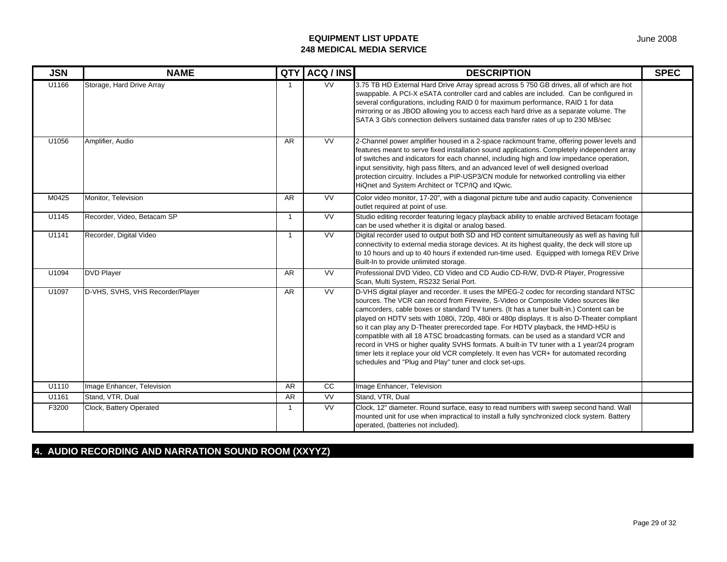**EQUIPMENT LIST UPDATE**
**248 MEDICAL MEDIA SERVICE**

June 2008

| JSN | NAME | QTY | ACQ / INS | DESCRIPTION | SPEC |
|---|---|---|---|---|---|
| U1166 | Storage, Hard Drive Array | 1 | VV | 3.75 TB HD External Hard Drive Array spread across 5 750 GB drives, all of which are hot swappable. A PCI-X eSATA controller card and cables are included. Can be configured in several configurations, including RAID 0 for maximum performance, RAID 1 for data mirroring or as JBOD allowing you to access each hard drive as a separate volume. The SATA 3 Gb/s connection delivers sustained data transfer rates of up to 230 MB/sec | |
| U1056 | Amplifier, Audio | AR | VV | 2-Channel power amplifier housed in a 2-space rackmount frame, offering power levels and features meant to serve fixed installation sound applications. Completely independent array of switches and indicators for each channel, including high and low impedance operation, input sensitivity, high pass filters, and an advanced level of well designed overload protection circuitry. Includes a PIP-USP3/CN module for networked controlling via either HiQnet and System Architect or TCP/IQ and IQwic. | |
| M0425 | Monitor, Television | AR | VV | Color video monitor, 17-20", with a diagonal picture tube and audio capacity. Convenience outlet required at point of use. | |
| U1145 | Recorder, Video, Betacam SP | 1 | VV | Studio editing recorder featuring legacy playback ability to enable archived Betacam footage can be used whether it is digital or analog based. | |
| U1141 | Recorder, Digital Video | 1 | VV | Digital recorder used to output both SD and HD content simultaneously as well as having full connectivity to external media storage devices. At its highest quality, the deck will store up to 10 hours and up to 40 hours if extended run-time used. Equipped with Iomega REV Drive Built-In to provide unlimited storage. | |
| U1094 | DVD Player | AR | VV | Professional DVD Video, CD Video and CD Audio CD-R/W, DVD-R Player, Progressive Scan, Multi System, RS232 Serial Port. | |
| U1097 | D-VHS, SVHS, VHS Recorder/Player | AR | VV | D-VHS digital player and recorder. It uses the MPEG-2 codec for recording standard NTSC sources. The VCR can record from Firewire, S-Video or Composite Video sources like camcorders, cable boxes or standard TV tuners. (It has a tuner built-in.) Content can be played on HDTV sets with 1080i, 720p, 480i or 480p displays. It is also D-Theater compliant so it can play any D-Theater prerecorded tape. For HDTV playback, the HMD-H5U is compatible with all 18 ATSC broadcasting formats. can be used as a standard VCR and record in VHS or higher quality SVHS formats. A built-in TV tuner with a 1 year/24 program timer lets it replace your old VCR completely. It even has VCR+ for automated recording schedules and "Plug and Play" tuner and clock set-ups. | |
| U1110 | Image Enhancer, Television | AR | CC | Image Enhancer, Television | |
| U1161 | Stand, VTR, Dual | AR | VV | Stand, VTR, Dual | |
| F3200 | Clock, Battery Operated | 1 | VV | Clock, 12" diameter. Round surface, easy to read numbers with sweep second hand. Wall mounted unit for use when impractical to install a fully synchronized clock system. Battery operated, (batteries not included). | |

## 4. AUDIO RECORDING AND NARRATION SOUND ROOM (XXYYZ)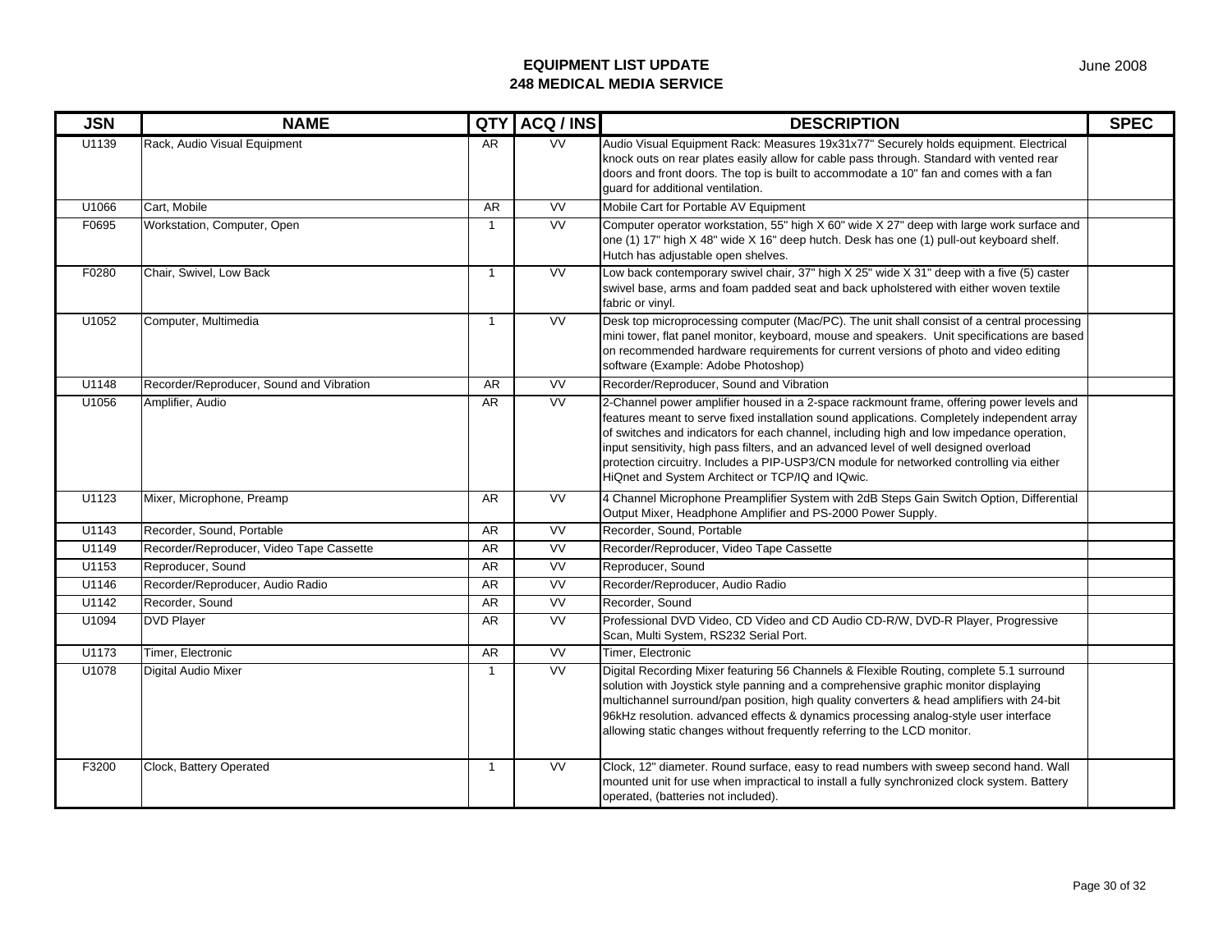**EQUIPMENT LIST UPDATE**
**248 MEDICAL MEDIA SERVICE**

June 2008

| JSN | NAME | QTY | ACQ / INS | DESCRIPTION | SPEC |
|---|---|---|---|---|---|
| U1139 | Rack, Audio Visual Equipment | AR | VV | Audio Visual Equipment Rack: Measures 19x31x77" Securely holds equipment. Electrical knock outs on rear plates easily allow for cable pass through. Standard with vented rear doors and front doors. The top is built to accommodate a 10" fan and comes with a fan guard for additional ventilation. | |
| U1066 | Cart, Mobile | AR | VV | Mobile Cart for Portable AV Equipment | |
| F0695 | Workstation, Computer, Open | 1 | VV | Computer operator workstation, 55" high X 60" wide X 27" deep with large work surface and one (1) 17" high X 48" wide X 16" deep hutch. Desk has one (1) pull-out keyboard shelf. Hutch has adjustable open shelves. | |
| F0280 | Chair, Swivel, Low Back | 1 | VV | Low back contemporary swivel chair, 37" high X 25" wide X 31" deep with a five (5) caster swivel base, arms and foam padded seat and back upholstered with either woven textile fabric or vinyl. | |
| U1052 | Computer, Multimedia | 1 | VV | Desk top microprocessing computer (Mac/PC). The unit shall consist of a central processing mini tower, flat panel monitor, keyboard, mouse and speakers. Unit specifications are based on recommended hardware requirements for current versions of photo and video editing software (Example: Adobe Photoshop) | |
| U1148 | Recorder/Reproducer, Sound and Vibration | AR | VV | Recorder/Reproducer, Sound and Vibration | |
| U1056 | Amplifier, Audio | AR | VV | 2-Channel power amplifier housed in a 2-space rackmount frame, offering power levels and features meant to serve fixed installation sound applications. Completely independent array of switches and indicators for each channel, including high and low impedance operation, input sensitivity, high pass filters, and an advanced level of well designed overload protection circuitry. Includes a PIP-USP3/CN module for networked controlling via either HiQnet and System Architect or TCP/IQ and IQwic. | |
| U1123 | Mixer, Microphone, Preamp | AR | VV | 4 Channel Microphone Preamplifier System with 2dB Steps Gain Switch Option, Differential Output Mixer, Headphone Amplifier and PS-2000 Power Supply. | |
| U1143 | Recorder, Sound, Portable | AR | VV | Recorder, Sound, Portable | |
| U1149 | Recorder/Reproducer, Video Tape Cassette | AR | VV | Recorder/Reproducer, Video Tape Cassette | |
| U1153 | Reproducer, Sound | AR | VV | Reproducer, Sound | |
| U1146 | Recorder/Reproducer, Audio Radio | AR | VV | Recorder/Reproducer, Audio Radio | |
| U1142 | Recorder, Sound | AR | VV | Recorder, Sound | |
| U1094 | DVD Player | AR | VV | Professional DVD Video, CD Video and CD Audio CD-R/W, DVD-R Player, Progressive Scan, Multi System, RS232 Serial Port. | |
| U1173 | Timer, Electronic | AR | VV | Timer, Electronic | |
| U1078 | Digital Audio Mixer | 1 | VV | Digital Recording Mixer featuring 56 Channels & Flexible Routing, complete 5.1 surround solution with Joystick style panning and a comprehensive graphic monitor displaying multichannel surround/pan position, high quality converters & head amplifiers with 24-bit 96kHz resolution. advanced effects & dynamics processing analog-style user interface allowing static changes without frequently referring to the LCD monitor. | |
| F3200 | Clock, Battery Operated | 1 | VV | Clock, 12" diameter. Round surface, easy to read numbers with sweep second hand. Wall mounted unit for use when impractical to install a fully synchronized clock system. Battery operated, (batteries not included). | |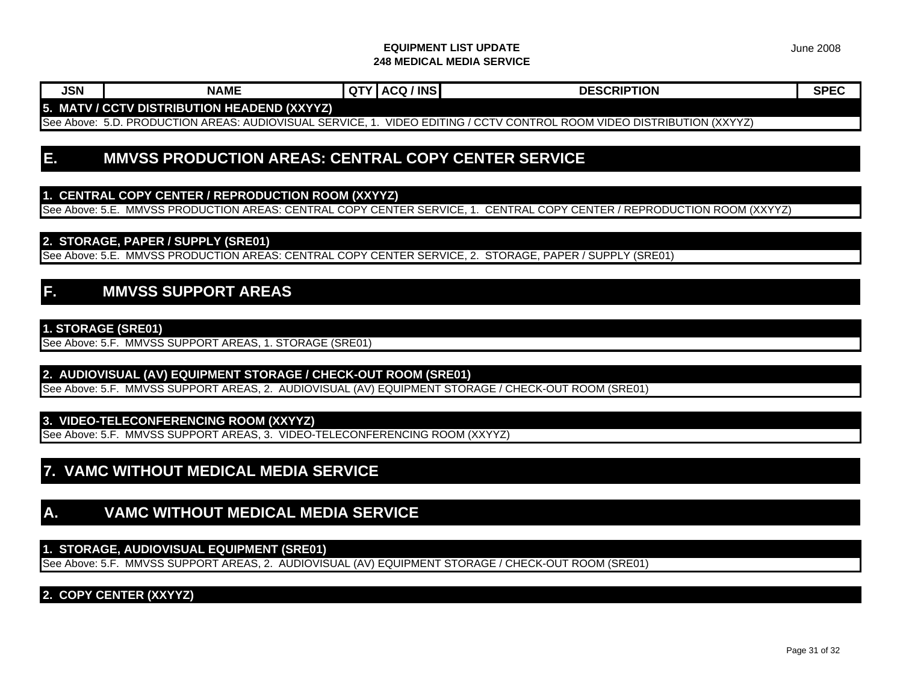**EQUIPMENT LIST UPDATE**
**248 MEDICAL MEDIA SERVICE**

June 2008

| JSN | NAME | QTY | ACQ / INS | DESCRIPTION | SPEC |
|---|---|---|---|---|---|

### 5. MATV / CCTV DISTRIBUTION HEADEND (XXYYZ)

See Above: 5.D. PRODUCTION AREAS: AUDIOVISUAL SERVICE, 1. VIDEO EDITING / CCTV CONTROL ROOM VIDEO DISTRIBUTION (XXYYZ)

## E. MMVSS PRODUCTION AREAS: CENTRAL COPY CENTER SERVICE

### 1. CENTRAL COPY CENTER / REPRODUCTION ROOM (XXYYZ)

See Above: 5.E. MMVSS PRODUCTION AREAS: CENTRAL COPY CENTER SERVICE, 1. CENTRAL COPY CENTER / REPRODUCTION ROOM (XXYYZ)

### 2. STORAGE, PAPER / SUPPLY (SRE01)

See Above: 5.E. MMVSS PRODUCTION AREAS: CENTRAL COPY CENTER SERVICE, 2. STORAGE, PAPER / SUPPLY (SRE01)

## F. MMVSS SUPPORT AREAS

### 1. STORAGE (SRE01)

See Above: 5.F. MMVSS SUPPORT AREAS, 1. STORAGE (SRE01)

### 2. AUDIOVISUAL (AV) EQUIPMENT STORAGE / CHECK-OUT ROOM (SRE01)

See Above: 5.F. MMVSS SUPPORT AREAS, 2. AUDIOVISUAL (AV) EQUIPMENT STORAGE / CHECK-OUT ROOM (SRE01)

### 3. VIDEO-TELECONFERENCING ROOM (XXYYZ)

See Above: 5.F. MMVSS SUPPORT AREAS, 3. VIDEO-TELECONFERENCING ROOM (XXYYZ)

# 7. VAMC WITHOUT MEDICAL MEDIA SERVICE

## A. VAMC WITHOUT MEDICAL MEDIA SERVICE

### 1. STORAGE, AUDIOVISUAL EQUIPMENT (SRE01)

See Above: 5.F. MMVSS SUPPORT AREAS, 2. AUDIOVISUAL (AV) EQUIPMENT STORAGE / CHECK-OUT ROOM (SRE01)

### 2. COPY CENTER (XXYYZ)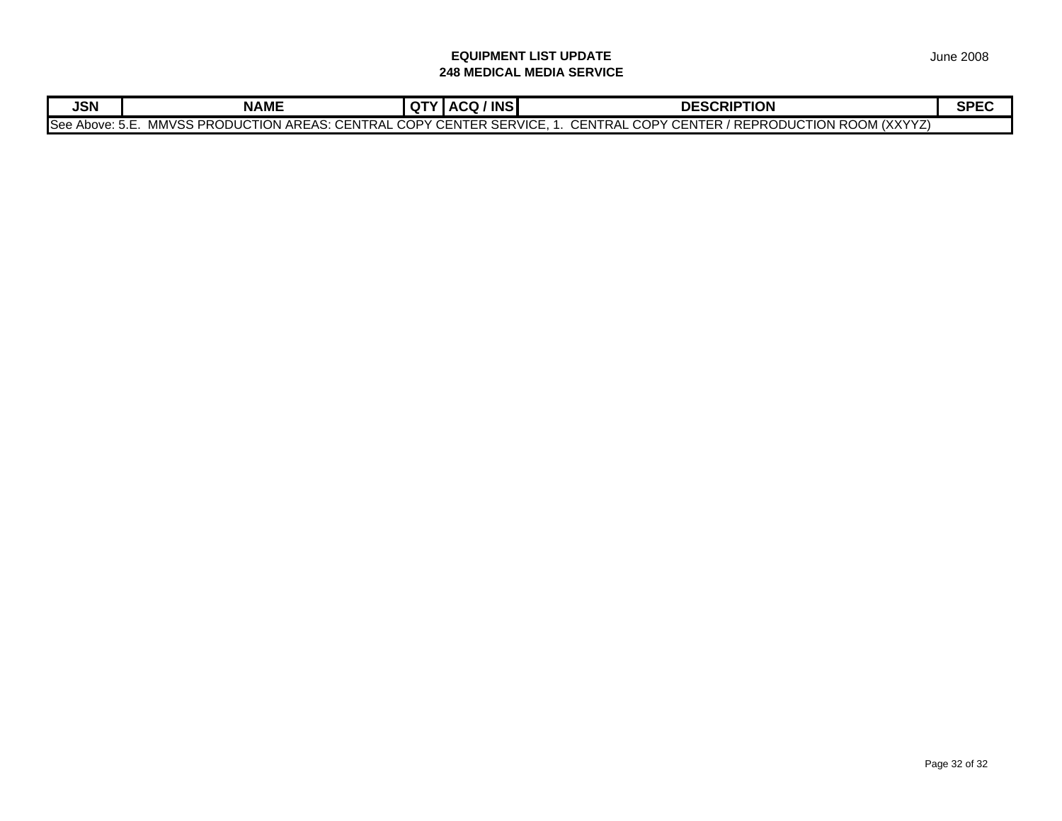**EQUIPMENT LIST UPDATE**
**248 MEDICAL MEDIA SERVICE**

June 2008

| JSN | NAME | QTY | ACQ / INS | DESCRIPTION | SPEC |
|---|---|---|---|---|---|
| See Above: 5.E. MMVSS PRODUCTION AREAS: CENTRAL COPY CENTER SERVICE, 1. CENTRAL COPY CENTER / REPRODUCTION ROOM (XXYYZ) | | | | | |